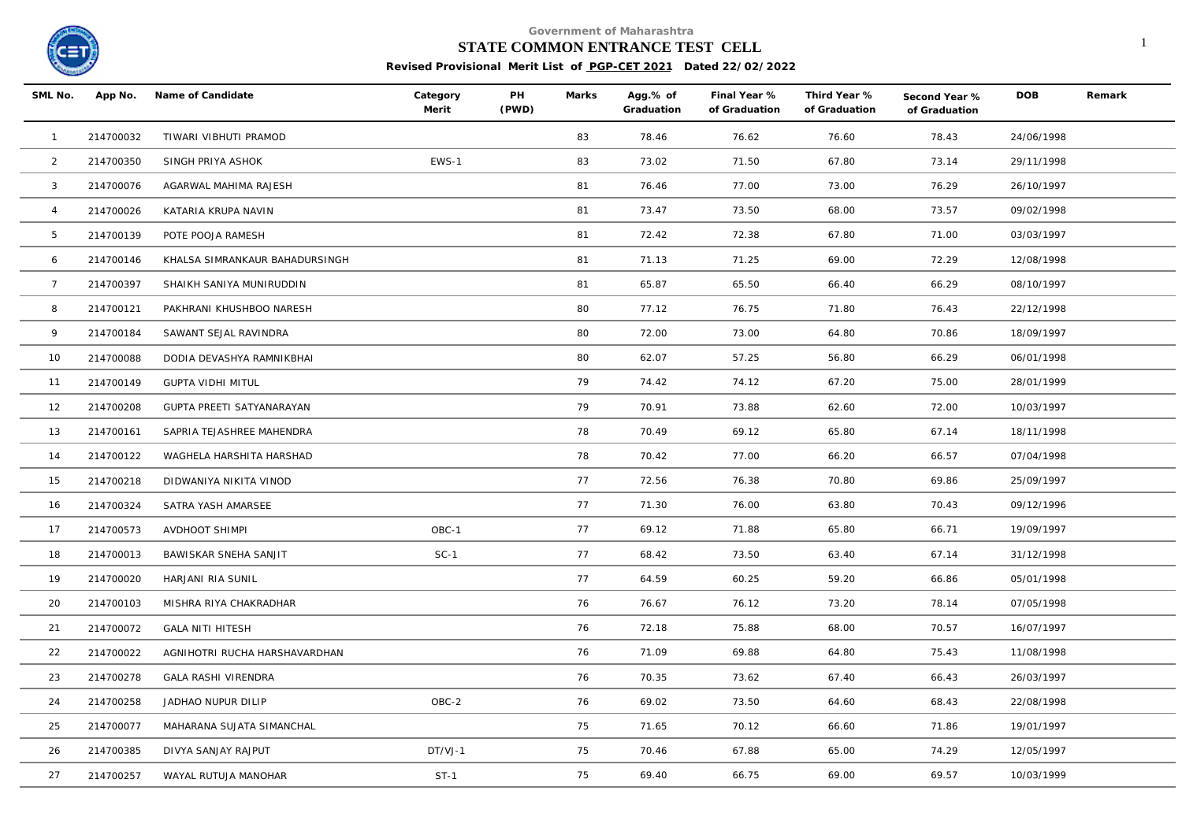Government of Maharashtra

# STATE COMMON ENTRANCE TEST CELL

**Revised Provisional Merit List of PGP-CET 2021 Dated 22/02/2022**

| SML No. | App No. | Name of Candidate | Category Merit | PH (PWD) | Marks | Agg.% of Graduation | Final Year % of Graduation | Third Year % of Graduation | Second Year % of Graduation | DOB | Remark |
|---|---|---|---|---|---|---|---|---|---|---|---|
| 1 | 214700032 | TIWARI VIBHUTI PRAMOD | | | 83 | 78.46 | 76.62 | 76.60 | 78.43 | 24/06/1998 | |
| 2 | 214700350 | SINGH PRIYA ASHOK | EWS-1 | | 83 | 73.02 | 71.50 | 67.80 | 73.14 | 29/11/1998 | |
| 3 | 214700076 | AGARWAL MAHIMA RAJESH | | | 81 | 76.46 | 77.00 | 73.00 | 76.29 | 26/10/1997 | |
| 4 | 214700026 | KATARIA KRUPA NAVIN | | | 81 | 73.47 | 73.50 | 68.00 | 73.57 | 09/02/1998 | |
| 5 | 214700139 | POTE POOJA RAMESH | | | 81 | 72.42 | 72.38 | 67.80 | 71.00 | 03/03/1997 | |
| 6 | 214700146 | KHALSA SIMRANKAUR BAHADURSINGH | | | 81 | 71.13 | 71.25 | 69.00 | 72.29 | 12/08/1998 | |
| 7 | 214700397 | SHAIKH SANIYA MUNIRUDDIN | | | 81 | 65.87 | 65.50 | 66.40 | 66.29 | 08/10/1997 | |
| 8 | 214700121 | PAKHRANI KHUSHBOO NARESH | | | 80 | 77.12 | 76.75 | 71.80 | 76.43 | 22/12/1998 | |
| 9 | 214700184 | SAWANT SEJAL RAVINDRA | | | 80 | 72.00 | 73.00 | 64.80 | 70.86 | 18/09/1997 | |
| 10 | 214700088 | DODIA DEVASHYA RAMNIKBHAI | | | 80 | 62.07 | 57.25 | 56.80 | 66.29 | 06/01/1998 | |
| 11 | 214700149 | GUPTA VIDHI MITUL | | | 79 | 74.42 | 74.12 | 67.20 | 75.00 | 28/01/1999 | |
| 12 | 214700208 | GUPTA PREETI SATYANARAYAN | | | 79 | 70.91 | 73.88 | 62.60 | 72.00 | 10/03/1997 | |
| 13 | 214700161 | SAPRIA TEJASHREE MAHENDRA | | | 78 | 70.49 | 69.12 | 65.80 | 67.14 | 18/11/1998 | |
| 14 | 214700122 | WAGHELA HARSHITA HARSHAD | | | 78 | 70.42 | 77.00 | 66.20 | 66.57 | 07/04/1998 | |
| 15 | 214700218 | DIDWANIYA NIKITA VINOD | | | 77 | 72.56 | 76.38 | 70.80 | 69.86 | 25/09/1997 | |
| 16 | 214700324 | SATRA YASH AMARSEE | | | 77 | 71.30 | 76.00 | 63.80 | 70.43 | 09/12/1996 | |
| 17 | 214700573 | AVDHOOT SHIMPI | OBC-1 | | 77 | 69.12 | 71.88 | 65.80 | 66.71 | 19/09/1997 | |
| 18 | 214700013 | BAWISKAR SNEHA SANJIT | SC-1 | | 77 | 68.42 | 73.50 | 63.40 | 67.14 | 31/12/1998 | |
| 19 | 214700020 | HARJANI RIA SUNIL | | | 77 | 64.59 | 60.25 | 59.20 | 66.86 | 05/01/1998 | |
| 20 | 214700103 | MISHRA RIYA CHAKRADHAR | | | 76 | 76.67 | 76.12 | 73.20 | 78.14 | 07/05/1998 | |
| 21 | 214700072 | GALA NITI HITESH | | | 76 | 72.18 | 75.88 | 68.00 | 70.57 | 16/07/1997 | |
| 22 | 214700022 | AGNIHOTRI RUCHA HARSHAVARDHAN | | | 76 | 71.09 | 69.88 | 64.80 | 75.43 | 11/08/1998 | |
| 23 | 214700278 | GALA RASHI VIRENDRA | | | 76 | 70.35 | 73.62 | 67.40 | 66.43 | 26/03/1997 | |
| 24 | 214700258 | JADHAO NUPUR DILIP | OBC-2 | | 76 | 69.02 | 73.50 | 64.60 | 68.43 | 22/08/1998 | |
| 25 | 214700077 | MAHARANA SUJATA SIMANCHAL | | | 75 | 71.65 | 70.12 | 66.60 | 71.86 | 19/01/1997 | |
| 26 | 214700385 | DIVYA SANJAY RAJPUT | DT/VJ-1 | | 75 | 70.46 | 67.88 | 65.00 | 74.29 | 12/05/1997 | |
| 27 | 214700257 | WAYAL RUTUJA MANOHAR | ST-1 | | 75 | 69.40 | 66.75 | 69.00 | 69.57 | 10/03/1999 | |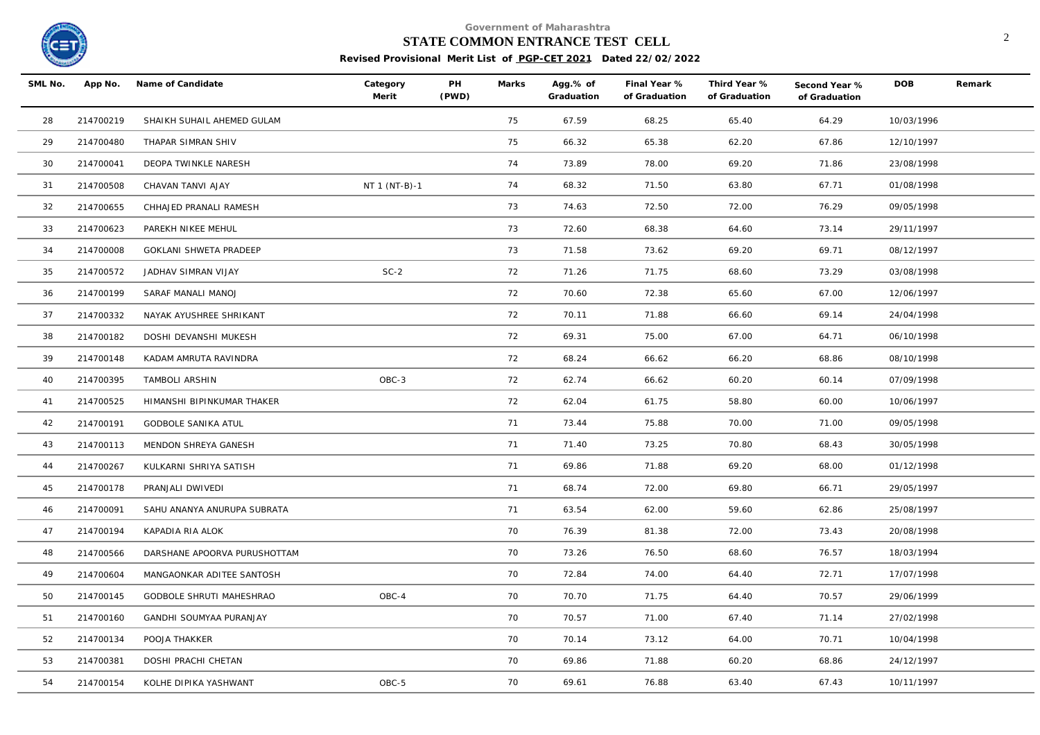Government of Maharashtra

**STATE COMMON ENTRANCE TEST CELL**

**Revised Provisional Merit List of PGP-CET 2021 Dated 22/02/2022**

| SML No. | App No. | Name of Candidate | Category Merit | PH (PWD) | Marks | Agg.% of Graduation | Final Year % of Graduation | Third Year % of Graduation | Second Year % of Graduation | DOB | Remark |
|---|---|---|---|---|---|---|---|---|---|---|---|
| 28 | 214700219 | SHAIKH SUHAIL AHEMED GULAM | | | 75 | 67.59 | 68.25 | 65.40 | 64.29 | 10/03/1996 | |
| 29 | 214700480 | THAPAR SIMRAN SHIV | | | 75 | 66.32 | 65.38 | 62.20 | 67.86 | 12/10/1997 | |
| 30 | 214700041 | DEOPA TWINKLE NARESH | | | 74 | 73.89 | 78.00 | 69.20 | 71.86 | 23/08/1998 | |
| 31 | 214700508 | CHAVAN TANVI AJAY | NT 1 (NT-B)-1 | | 74 | 68.32 | 71.50 | 63.80 | 67.71 | 01/08/1998 | |
| 32 | 214700655 | CHHAJED PRANALI RAMESH | | | 73 | 74.63 | 72.50 | 72.00 | 76.29 | 09/05/1998 | |
| 33 | 214700623 | PAREKH NIKEE MEHUL | | | 73 | 72.60 | 68.38 | 64.60 | 73.14 | 29/11/1997 | |
| 34 | 214700008 | GOKLANI SHWETA PRADEEP | | | 73 | 71.58 | 73.62 | 69.20 | 69.71 | 08/12/1997 | |
| 35 | 214700572 | JADHAV SIMRAN VIJAY | SC-2 | | 72 | 71.26 | 71.75 | 68.60 | 73.29 | 03/08/1998 | |
| 36 | 214700199 | SARAF MANALI MANOJ | | | 72 | 70.60 | 72.38 | 65.60 | 67.00 | 12/06/1997 | |
| 37 | 214700332 | NAYAK AYUSHREE SHRIKANT | | | 72 | 70.11 | 71.88 | 66.60 | 69.14 | 24/04/1998 | |
| 38 | 214700182 | DOSHI DEVANSHI MUKESH | | | 72 | 69.31 | 75.00 | 67.00 | 64.71 | 06/10/1998 | |
| 39 | 214700148 | KADAM AMRUTA RAVINDRA | | | 72 | 68.24 | 66.62 | 66.20 | 68.86 | 08/10/1998 | |
| 40 | 214700395 | TAMBOLI ARSHIN | OBC-3 | | 72 | 62.74 | 66.62 | 60.20 | 60.14 | 07/09/1998 | |
| 41 | 214700525 | HIMANSHI BIPINKUMAR THAKER | | | 72 | 62.04 | 61.75 | 58.80 | 60.00 | 10/06/1997 | |
| 42 | 214700191 | GODBOLE SANIKA ATUL | | | 71 | 73.44 | 75.88 | 70.00 | 71.00 | 09/05/1998 | |
| 43 | 214700113 | MENDON SHREYA GANESH | | | 71 | 71.40 | 73.25 | 70.80 | 68.43 | 30/05/1998 | |
| 44 | 214700267 | KULKARNI SHRIYA SATISH | | | 71 | 69.86 | 71.88 | 69.20 | 68.00 | 01/12/1998 | |
| 45 | 214700178 | PRANJALI DWIVEDI | | | 71 | 68.74 | 72.00 | 69.80 | 66.71 | 29/05/1997 | |
| 46 | 214700091 | SAHU ANANYA ANURUPA SUBRATA | | | 71 | 63.54 | 62.00 | 59.60 | 62.86 | 25/08/1997 | |
| 47 | 214700194 | KAPADIA RIA ALOK | | | 70 | 76.39 | 81.38 | 72.00 | 73.43 | 20/08/1998 | |
| 48 | 214700566 | DARSHANE APOORVA PURUSHOTTAM | | | 70 | 73.26 | 76.50 | 68.60 | 76.57 | 18/03/1994 | |
| 49 | 214700604 | MANGAONKAR ADITEE SANTOSH | | | 70 | 72.84 | 74.00 | 64.40 | 72.71 | 17/07/1998 | |
| 50 | 214700145 | GODBOLE SHRUTI MAHESHRAO | OBC-4 | | 70 | 70.70 | 71.75 | 64.40 | 70.57 | 29/06/1999 | |
| 51 | 214700160 | GANDHI SOUMYAA PURANJAY | | | 70 | 70.57 | 71.00 | 67.40 | 71.14 | 27/02/1998 | |
| 52 | 214700134 | POOJA THAKKER | | | 70 | 70.14 | 73.12 | 64.00 | 70.71 | 10/04/1998 | |
| 53 | 214700381 | DOSHI PRACHI CHETAN | | | 70 | 69.86 | 71.88 | 60.20 | 68.86 | 24/12/1997 | |
| 54 | 214700154 | KOLHE DIPIKA YASHWANT | OBC-5 | | 70 | 69.61 | 76.88 | 63.40 | 67.43 | 10/11/1997 | |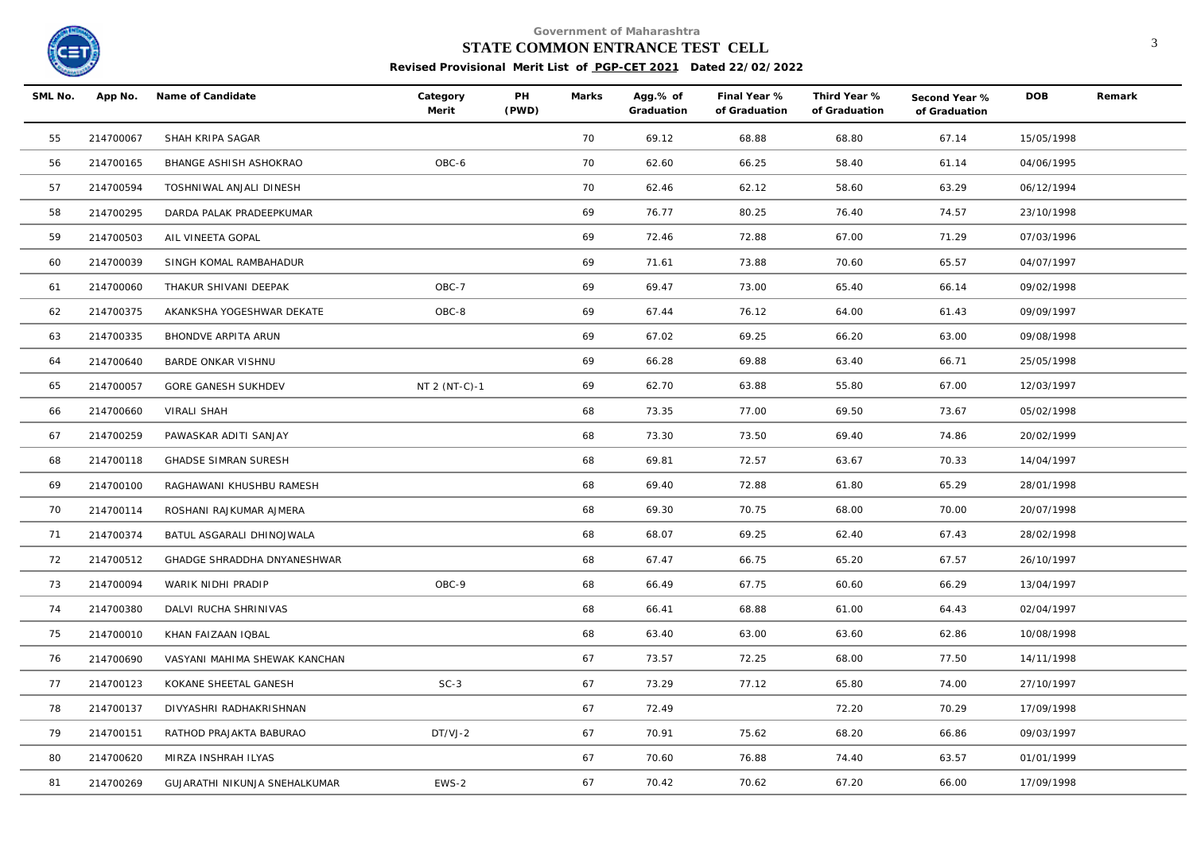Government of Maharashtra

# STATE COMMON ENTRANCE TEST CELL

**Revised Provisional Merit List of PGP-CET 2021 Dated 22/02/2022**

| SML No. | App No. | Name of Candidate | Category Merit | PH (PWD) | Marks | Agg.% of Graduation | Final Year % of Graduation | Third Year % of Graduation | Second Year % of Graduation | DOB | Remark |
|---|---|---|---|---|---|---|---|---|---|---|---|
| 55 | 214700067 | SHAH KRIPA SAGAR | | | 70 | 69.12 | 68.88 | 68.80 | 67.14 | 15/05/1998 | |
| 56 | 214700165 | BHANGE ASHISH ASHOKRAO | OBC-6 | | 70 | 62.60 | 66.25 | 58.40 | 61.14 | 04/06/1995 | |
| 57 | 214700594 | TOSHNIWAL ANJALI DINESH | | | 70 | 62.46 | 62.12 | 58.60 | 63.29 | 06/12/1994 | |
| 58 | 214700295 | DARDA PALAK PRADEEPKUMAR | | | 69 | 76.77 | 80.25 | 76.40 | 74.57 | 23/10/1998 | |
| 59 | 214700503 | AIL VINEETA GOPAL | | | 69 | 72.46 | 72.88 | 67.00 | 71.29 | 07/03/1996 | |
| 60 | 214700039 | SINGH KOMAL RAMBAHADUR | | | 69 | 71.61 | 73.88 | 70.60 | 65.57 | 04/07/1997 | |
| 61 | 214700060 | THAKUR SHIVANI DEEPAK | OBC-7 | | 69 | 69.47 | 73.00 | 65.40 | 66.14 | 09/02/1998 | |
| 62 | 214700375 | AKANKSHA YOGESHWAR DEKATE | OBC-8 | | 69 | 67.44 | 76.12 | 64.00 | 61.43 | 09/09/1997 | |
| 63 | 214700335 | BHONDVE ARPITA ARUN | | | 69 | 67.02 | 69.25 | 66.20 | 63.00 | 09/08/1998 | |
| 64 | 214700640 | BARDE ONKAR VISHNU | | | 69 | 66.28 | 69.88 | 63.40 | 66.71 | 25/05/1998 | |
| 65 | 214700057 | GORE GANESH SUKHDEV | NT 2 (NT-C)-1 | | 69 | 62.70 | 63.88 | 55.80 | 67.00 | 12/03/1997 | |
| 66 | 214700660 | VIRALI SHAH | | | 68 | 73.35 | 77.00 | 69.50 | 73.67 | 05/02/1998 | |
| 67 | 214700259 | PAWASKAR ADITI SANJAY | | | 68 | 73.30 | 73.50 | 69.40 | 74.86 | 20/02/1999 | |
| 68 | 214700118 | GHADSE SIMRAN SURESH | | | 68 | 69.81 | 72.57 | 63.67 | 70.33 | 14/04/1997 | |
| 69 | 214700100 | RAGHAWANI KHUSHBU RAMESH | | | 68 | 69.40 | 72.88 | 61.80 | 65.29 | 28/01/1998 | |
| 70 | 214700114 | ROSHANI RAJKUMAR AJMERA | | | 68 | 69.30 | 70.75 | 68.00 | 70.00 | 20/07/1998 | |
| 71 | 214700374 | BATUL ASGARALI DHINOJWALA | | | 68 | 68.07 | 69.25 | 62.40 | 67.43 | 28/02/1998 | |
| 72 | 214700512 | GHADGE SHRADDHA DNYANESHWAR | | | 68 | 67.47 | 66.75 | 65.20 | 67.57 | 26/10/1997 | |
| 73 | 214700094 | WARIK NIDHI PRADIP | OBC-9 | | 68 | 66.49 | 67.75 | 60.60 | 66.29 | 13/04/1997 | |
| 74 | 214700380 | DALVI RUCHA SHRINIVAS | | | 68 | 66.41 | 68.88 | 61.00 | 64.43 | 02/04/1997 | |
| 75 | 214700010 | KHAN FAIZAAN IQBAL | | | 68 | 63.40 | 63.00 | 63.60 | 62.86 | 10/08/1998 | |
| 76 | 214700690 | VASYANI MAHIMA SHEWAK KANCHAN | | | 67 | 73.57 | 72.25 | 68.00 | 77.50 | 14/11/1998 | |
| 77 | 214700123 | KOKANE SHEETAL GANESH | SC-3 | | 67 | 73.29 | 77.12 | 65.80 | 74.00 | 27/10/1997 | |
| 78 | 214700137 | DIVYASHRI RADHAKRISHNAN | | | 67 | 72.49 | | 72.20 | 70.29 | 17/09/1998 | |
| 79 | 214700151 | RATHOD PRAJAKTA BABURAO | DT/VJ-2 | | 67 | 70.91 | 75.62 | 68.20 | 66.86 | 09/03/1997 | |
| 80 | 214700620 | MIRZA INSHRAH ILYAS | | | 67 | 70.60 | 76.88 | 74.40 | 63.57 | 01/01/1999 | |
| 81 | 214700269 | GUJARATHI NIKUNJA SNEHALKUMAR | EWS-2 | | 67 | 70.42 | 70.62 | 67.20 | 66.00 | 17/09/1998 | |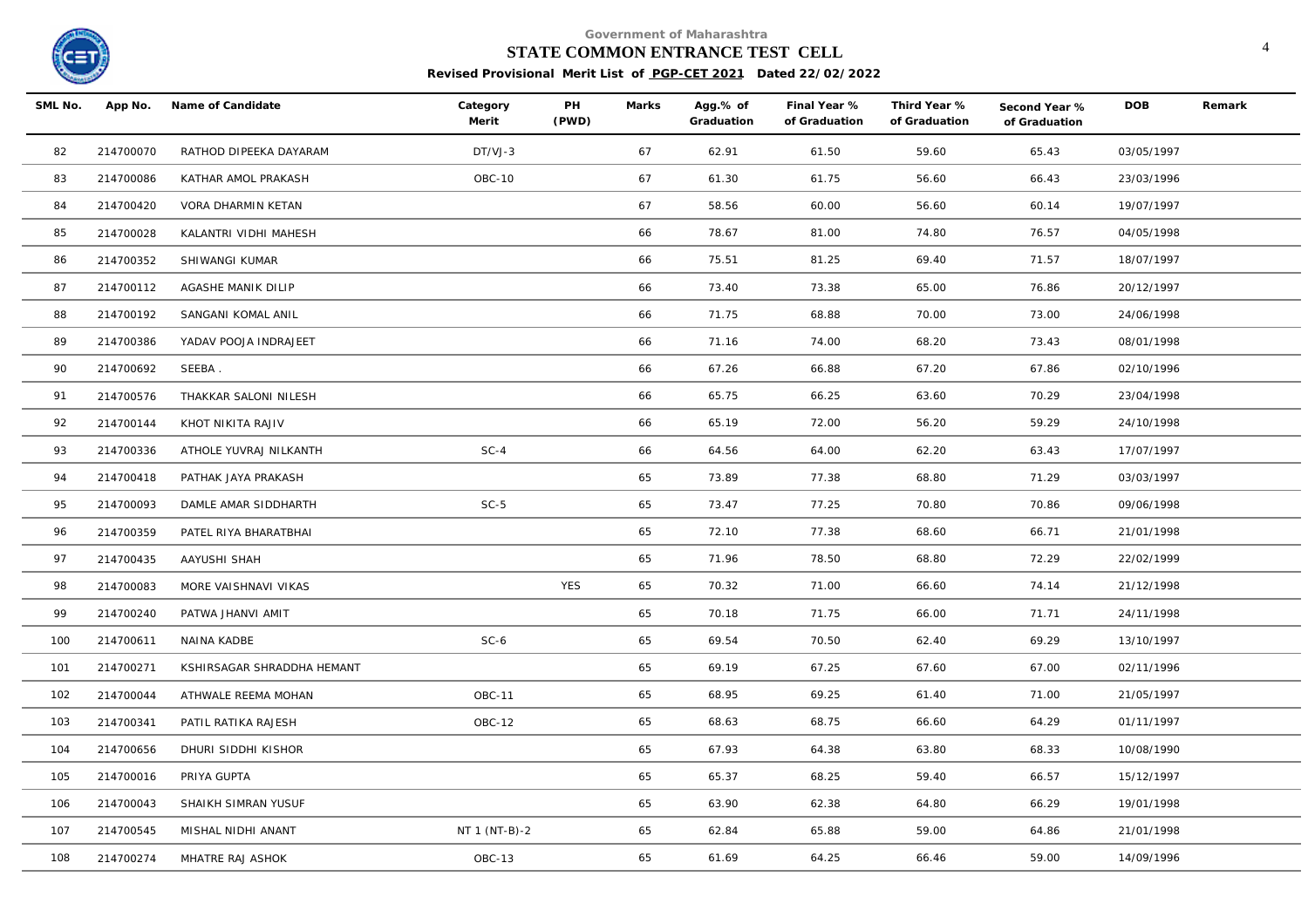Government of Maharashtra

**STATE COMMON ENTRANCE TEST CELL**

**Revised Provisional Merit List of PGP-CET 2021 Dated 22/02/2022**

| SML No. | App No. | Name of Candidate | Category Merit | PH (PWD) | Marks | Agg.% of Graduation | Final Year % of Graduation | Third Year % of Graduation | Second Year % of Graduation | DOB | Remark |
|---|---|---|---|---|---|---|---|---|---|---|---|
| 82 | 214700070 | RATHOD DIPEEKA DAYARAM | DT/VJ-3 | | 67 | 62.91 | 61.50 | 59.60 | 65.43 | 03/05/1997 | |
| 83 | 214700086 | KATHAR AMOL PRAKASH | OBC-10 | | 67 | 61.30 | 61.75 | 56.60 | 66.43 | 23/03/1996 | |
| 84 | 214700420 | VORA DHARMIN KETAN | | | 67 | 58.56 | 60.00 | 56.60 | 60.14 | 19/07/1997 | |
| 85 | 214700028 | KALANTRI VIDHI MAHESH | | | 66 | 78.67 | 81.00 | 74.80 | 76.57 | 04/05/1998 | |
| 86 | 214700352 | SHIWANGI KUMAR | | | 66 | 75.51 | 81.25 | 69.40 | 71.57 | 18/07/1997 | |
| 87 | 214700112 | AGASHE MANIK DILIP | | | 66 | 73.40 | 73.38 | 65.00 | 76.86 | 20/12/1997 | |
| 88 | 214700192 | SANGANI KOMAL ANIL | | | 66 | 71.75 | 68.88 | 70.00 | 73.00 | 24/06/1998 | |
| 89 | 214700386 | YADAV POOJA INDRAJEET | | | 66 | 71.16 | 74.00 | 68.20 | 73.43 | 08/01/1998 | |
| 90 | 214700692 | SEEBA . | | | 66 | 67.26 | 66.88 | 67.20 | 67.86 | 02/10/1996 | |
| 91 | 214700576 | THAKKAR SALONI NILESH | | | 66 | 65.75 | 66.25 | 63.60 | 70.29 | 23/04/1998 | |
| 92 | 214700144 | KHOT NIKITA RAJIV | | | 66 | 65.19 | 72.00 | 56.20 | 59.29 | 24/10/1998 | |
| 93 | 214700336 | ATHOLE YUVRAJ NILKANTH | SC-4 | | 66 | 64.56 | 64.00 | 62.20 | 63.43 | 17/07/1997 | |
| 94 | 214700418 | PATHAK JAYA PRAKASH | | | 65 | 73.89 | 77.38 | 68.80 | 71.29 | 03/03/1997 | |
| 95 | 214700093 | DAMLE AMAR SIDDHARTH | SC-5 | | 65 | 73.47 | 77.25 | 70.80 | 70.86 | 09/06/1998 | |
| 96 | 214700359 | PATEL RIYA BHARATBHAI | | | 65 | 72.10 | 77.38 | 68.60 | 66.71 | 21/01/1998 | |
| 97 | 214700435 | AAYUSHI SHAH | | | 65 | 71.96 | 78.50 | 68.80 | 72.29 | 22/02/1999 | |
| 98 | 214700083 | MORE VAISHNAVI VIKAS | | YES | 65 | 70.32 | 71.00 | 66.60 | 74.14 | 21/12/1998 | |
| 99 | 214700240 | PATWA JHANVI AMIT | | | 65 | 70.18 | 71.75 | 66.00 | 71.71 | 24/11/1998 | |
| 100 | 214700611 | NAINA KADBE | SC-6 | | 65 | 69.54 | 70.50 | 62.40 | 69.29 | 13/10/1997 | |
| 101 | 214700271 | KSHIRSAGAR SHRADDHA HEMANT | | | 65 | 69.19 | 67.25 | 67.60 | 67.00 | 02/11/1996 | |
| 102 | 214700044 | ATHWALE REEMA MOHAN | OBC-11 | | 65 | 68.95 | 69.25 | 61.40 | 71.00 | 21/05/1997 | |
| 103 | 214700341 | PATIL RATIKA RAJESH | OBC-12 | | 65 | 68.63 | 68.75 | 66.60 | 64.29 | 01/11/1997 | |
| 104 | 214700656 | DHURI SIDDHI KISHOR | | | 65 | 67.93 | 64.38 | 63.80 | 68.33 | 10/08/1990 | |
| 105 | 214700016 | PRIYA GUPTA | | | 65 | 65.37 | 68.25 | 59.40 | 66.57 | 15/12/1997 | |
| 106 | 214700043 | SHAIKH SIMRAN YUSUF | | | 65 | 63.90 | 62.38 | 64.80 | 66.29 | 19/01/1998 | |
| 107 | 214700545 | MISHAL NIDHI ANANT | NT 1 (NT-B)-2 | | 65 | 62.84 | 65.88 | 59.00 | 64.86 | 21/01/1998 | |
| 108 | 214700274 | MHATRE RAJ ASHOK | OBC-13 | | 65 | 61.69 | 64.25 | 66.46 | 59.00 | 14/09/1996 | |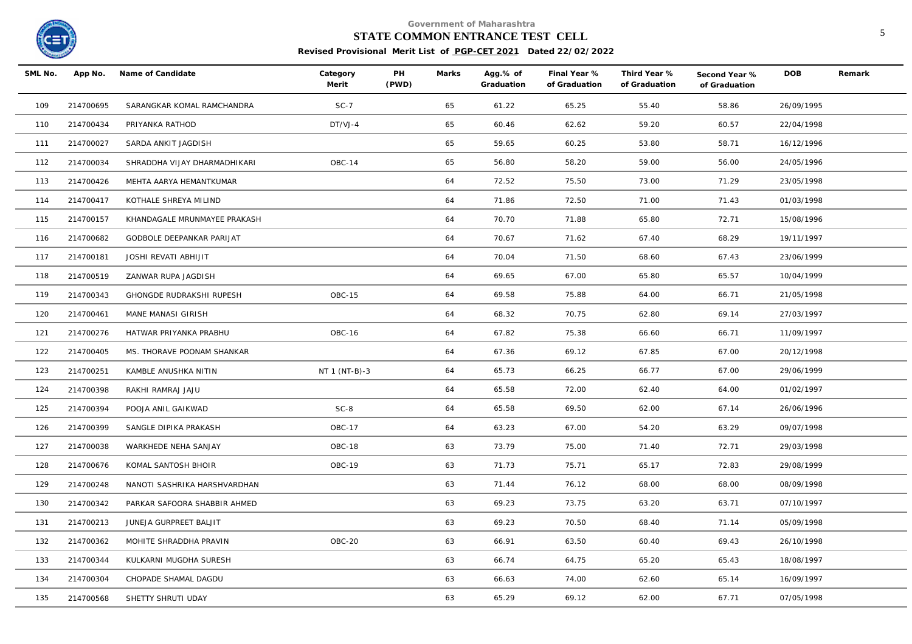Government of Maharashtra

**STATE COMMON ENTRANCE TEST CELL**

**Revised Provisional Merit List of PGP-CET 2021 Dated 22/02/2022**

| SML No. | App No. | Name of Candidate | Category Merit | PH (PWD) | Marks | Agg.% of Graduation | Final Year % of Graduation | Third Year % of Graduation | Second Year % of Graduation | DOB | Remark |
|---|---|---|---|---|---|---|---|---|---|---|---|
| 109 | 214700695 | SARANGKAR KOMAL RAMCHANDRA | SC-7 | | 65 | 61.22 | 65.25 | 55.40 | 58.86 | 26/09/1995 | |
| 110 | 214700434 | PRIYANKA RATHOD | DT/VJ-4 | | 65 | 60.46 | 62.62 | 59.20 | 60.57 | 22/04/1998 | |
| 111 | 214700027 | SARDA ANKIT JAGDISH | | | 65 | 59.65 | 60.25 | 53.80 | 58.71 | 16/12/1996 | |
| 112 | 214700034 | SHRADDHA VIJAY DHARMADHIKARI | OBC-14 | | 65 | 56.80 | 58.20 | 59.00 | 56.00 | 24/05/1996 | |
| 113 | 214700426 | MEHTA AARYA HEMANTKUMAR | | | 64 | 72.52 | 75.50 | 73.00 | 71.29 | 23/05/1998 | |
| 114 | 214700417 | KOTHALE SHREYA MILIND | | | 64 | 71.86 | 72.50 | 71.00 | 71.43 | 01/03/1998 | |
| 115 | 214700157 | KHANDAGALE MRUNMAYEE PRAKASH | | | 64 | 70.70 | 71.88 | 65.80 | 72.71 | 15/08/1996 | |
| 116 | 214700682 | GODBOLE DEEPANKAR PARIJAT | | | 64 | 70.67 | 71.62 | 67.40 | 68.29 | 19/11/1997 | |
| 117 | 214700181 | JOSHI REVATI ABHIJIT | | | 64 | 70.04 | 71.50 | 68.60 | 67.43 | 23/06/1999 | |
| 118 | 214700519 | ZANWAR RUPA JAGDISH | | | 64 | 69.65 | 67.00 | 65.80 | 65.57 | 10/04/1999 | |
| 119 | 214700343 | GHONGDE RUDRAKSHI RUPESH | OBC-15 | | 64 | 69.58 | 75.88 | 64.00 | 66.71 | 21/05/1998 | |
| 120 | 214700461 | MANE MANASI GIRISH | | | 64 | 68.32 | 70.75 | 62.80 | 69.14 | 27/03/1997 | |
| 121 | 214700276 | HATWAR PRIYANKA PRABHU | OBC-16 | | 64 | 67.82 | 75.38 | 66.60 | 66.71 | 11/09/1997 | |
| 122 | 214700405 | MS. THORAVE POONAM SHANKAR | | | 64 | 67.36 | 69.12 | 67.85 | 67.00 | 20/12/1998 | |
| 123 | 214700251 | KAMBLE ANUSHKA NITIN | NT 1 (NT-B)-3 | | 64 | 65.73 | 66.25 | 66.77 | 67.00 | 29/06/1999 | |
| 124 | 214700398 | RAKHI RAMRAJ JAJU | | | 64 | 65.58 | 72.00 | 62.40 | 64.00 | 01/02/1997 | |
| 125 | 214700394 | POOJA ANIL GAIKWAD | SC-8 | | 64 | 65.58 | 69.50 | 62.00 | 67.14 | 26/06/1996 | |
| 126 | 214700399 | SANGLE DIPIKA PRAKASH | OBC-17 | | 64 | 63.23 | 67.00 | 54.20 | 63.29 | 09/07/1998 | |
| 127 | 214700038 | WARKHEDE NEHA SANJAY | OBC-18 | | 63 | 73.79 | 75.00 | 71.40 | 72.71 | 29/03/1998 | |
| 128 | 214700676 | KOMAL SANTOSH BHOIR | OBC-19 | | 63 | 71.73 | 75.71 | 65.17 | 72.83 | 29/08/1999 | |
| 129 | 214700248 | NANOTI SASHRIKA HARSHVARDHAN | | | 63 | 71.44 | 76.12 | 68.00 | 68.00 | 08/09/1998 | |
| 130 | 214700342 | PARKAR SAFOORA SHABBIR AHMED | | | 63 | 69.23 | 73.75 | 63.20 | 63.71 | 07/10/1997 | |
| 131 | 214700213 | JUNEJA GURPREET BALJIT | | | 63 | 69.23 | 70.50 | 68.40 | 71.14 | 05/09/1998 | |
| 132 | 214700362 | MOHITE SHRADDHA PRAVIN | OBC-20 | | 63 | 66.91 | 63.50 | 60.40 | 69.43 | 26/10/1998 | |
| 133 | 214700344 | KULKARNI MUGDHA SURESH | | | 63 | 66.74 | 64.75 | 65.20 | 65.43 | 18/08/1997 | |
| 134 | 214700304 | CHOPADE SHAMAL DAGDU | | | 63 | 66.63 | 74.00 | 62.60 | 65.14 | 16/09/1997 | |
| 135 | 214700568 | SHETTY SHRUTI UDAY | | | 63 | 65.29 | 69.12 | 62.00 | 67.71 | 07/05/1998 | |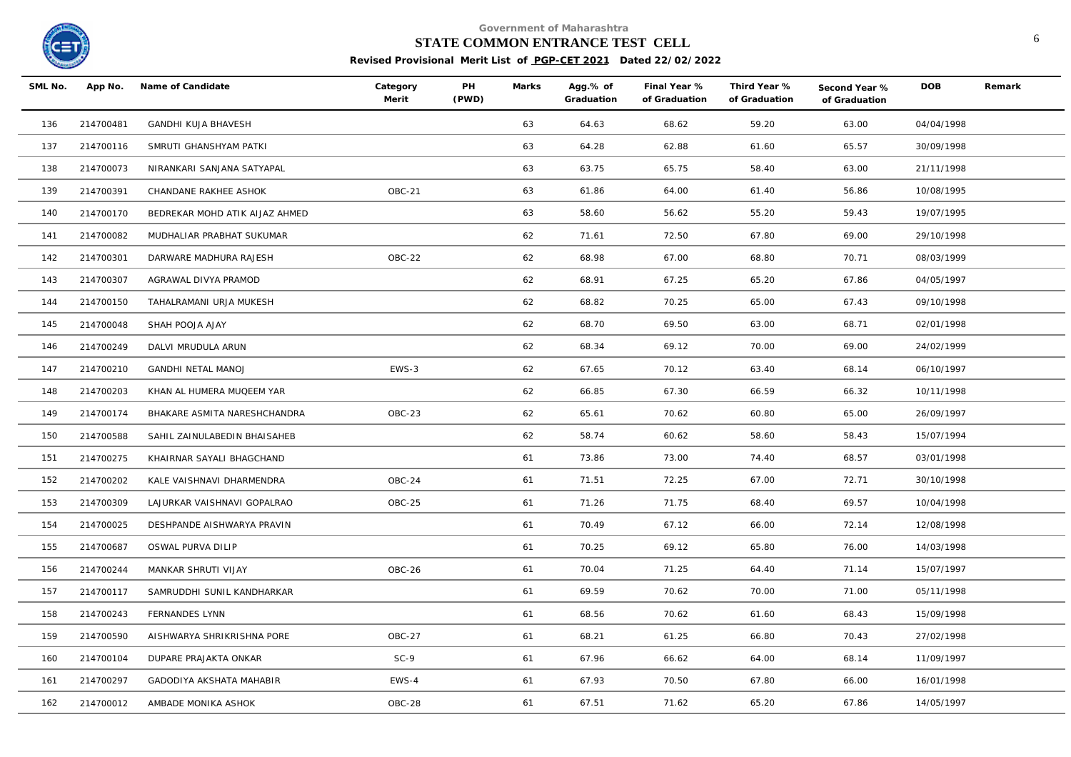Government of Maharashtra

**STATE COMMON ENTRANCE TEST CELL**

**Revised Provisional Merit List of PGP-CET 2021 Dated 22/02/2022**

| SML No. | App No. | Name of Candidate | Category Merit | PH (PWD) | Marks | Agg.% of Graduation | Final Year % of Graduation | Third Year % of Graduation | Second Year % of Graduation | DOB | Remark |
|---|---|---|---|---|---|---|---|---|---|---|---|
| 136 | 214700481 | GANDHI KUJA BHAVESH | | | 63 | 64.63 | 68.62 | 59.20 | 63.00 | 04/04/1998 | |
| 137 | 214700116 | SMRUTI GHANSHYAM PATKI | | | 63 | 64.28 | 62.88 | 61.60 | 65.57 | 30/09/1998 | |
| 138 | 214700073 | NIRANKARI SANJANA SATYAPAL | | | 63 | 63.75 | 65.75 | 58.40 | 63.00 | 21/11/1998 | |
| 139 | 214700391 | CHANDANE RAKHEE ASHOK | OBC-21 | | 63 | 61.86 | 64.00 | 61.40 | 56.86 | 10/08/1995 | |
| 140 | 214700170 | BEDREKAR MOHD ATIK AIJAZ AHMED | | | 63 | 58.60 | 56.62 | 55.20 | 59.43 | 19/07/1995 | |
| 141 | 214700082 | MUDHALIAR PRABHAT SUKUMAR | | | 62 | 71.61 | 72.50 | 67.80 | 69.00 | 29/10/1998 | |
| 142 | 214700301 | DARWARE MADHURA RAJESH | OBC-22 | | 62 | 68.98 | 67.00 | 68.80 | 70.71 | 08/03/1999 | |
| 143 | 214700307 | AGRAWAL DIVYA PRAMOD | | | 62 | 68.91 | 67.25 | 65.20 | 67.86 | 04/05/1997 | |
| 144 | 214700150 | TAHALRAMANI URJA MUKESH | | | 62 | 68.82 | 70.25 | 65.00 | 67.43 | 09/10/1998 | |
| 145 | 214700048 | SHAH POOJA AJAY | | | 62 | 68.70 | 69.50 | 63.00 | 68.71 | 02/01/1998 | |
| 146 | 214700249 | DALVI MRUDULA ARUN | | | 62 | 68.34 | 69.12 | 70.00 | 69.00 | 24/02/1999 | |
| 147 | 214700210 | GANDHI NETAL MANOJ | EWS-3 | | 62 | 67.65 | 70.12 | 63.40 | 68.14 | 06/10/1997 | |
| 148 | 214700203 | KHAN AL HUMERA MUQEEM YAR | | | 62 | 66.85 | 67.30 | 66.59 | 66.32 | 10/11/1998 | |
| 149 | 214700174 | BHAKARE ASMITA NARESHCHANDRA | OBC-23 | | 62 | 65.61 | 70.62 | 60.80 | 65.00 | 26/09/1997 | |
| 150 | 214700588 | SAHIL ZAINULABEDIN BHAISAHEB | | | 62 | 58.74 | 60.62 | 58.60 | 58.43 | 15/07/1994 | |
| 151 | 214700275 | KHAIRNAR SAYALI BHAGCHAND | | | 61 | 73.86 | 73.00 | 74.40 | 68.57 | 03/01/1998 | |
| 152 | 214700202 | KALE VAISHNAVI DHARMENDRA | OBC-24 | | 61 | 71.51 | 72.25 | 67.00 | 72.71 | 30/10/1998 | |
| 153 | 214700309 | LAJURKAR VAISHNAVI GOPALRAO | OBC-25 | | 61 | 71.26 | 71.75 | 68.40 | 69.57 | 10/04/1998 | |
| 154 | 214700025 | DESHPANDE AISHWARYA PRAVIN | | | 61 | 70.49 | 67.12 | 66.00 | 72.14 | 12/08/1998 | |
| 155 | 214700687 | OSWAL PURVA DILIP | | | 61 | 70.25 | 69.12 | 65.80 | 76.00 | 14/03/1998 | |
| 156 | 214700244 | MANKAR SHRUTI VIJAY | OBC-26 | | 61 | 70.04 | 71.25 | 64.40 | 71.14 | 15/07/1997 | |
| 157 | 214700117 | SAMRUDDHI SUNIL KANDHARKAR | | | 61 | 69.59 | 70.62 | 70.00 | 71.00 | 05/11/1998 | |
| 158 | 214700243 | FERNANDES LYNN | | | 61 | 68.56 | 70.62 | 61.60 | 68.43 | 15/09/1998 | |
| 159 | 214700590 | AISHWARYA SHRIKRISHNA PORE | OBC-27 | | 61 | 68.21 | 61.25 | 66.80 | 70.43 | 27/02/1998 | |
| 160 | 214700104 | DUPARE PRAJAKTA ONKAR | SC-9 | | 61 | 67.96 | 66.62 | 64.00 | 68.14 | 11/09/1997 | |
| 161 | 214700297 | GADODIYA AKSHATA MAHABIR | EWS-4 | | 61 | 67.93 | 70.50 | 67.80 | 66.00 | 16/01/1998 | |
| 162 | 214700012 | AMBADE MONIKA ASHOK | OBC-28 | | 61 | 67.51 | 71.62 | 65.20 | 67.86 | 14/05/1997 | |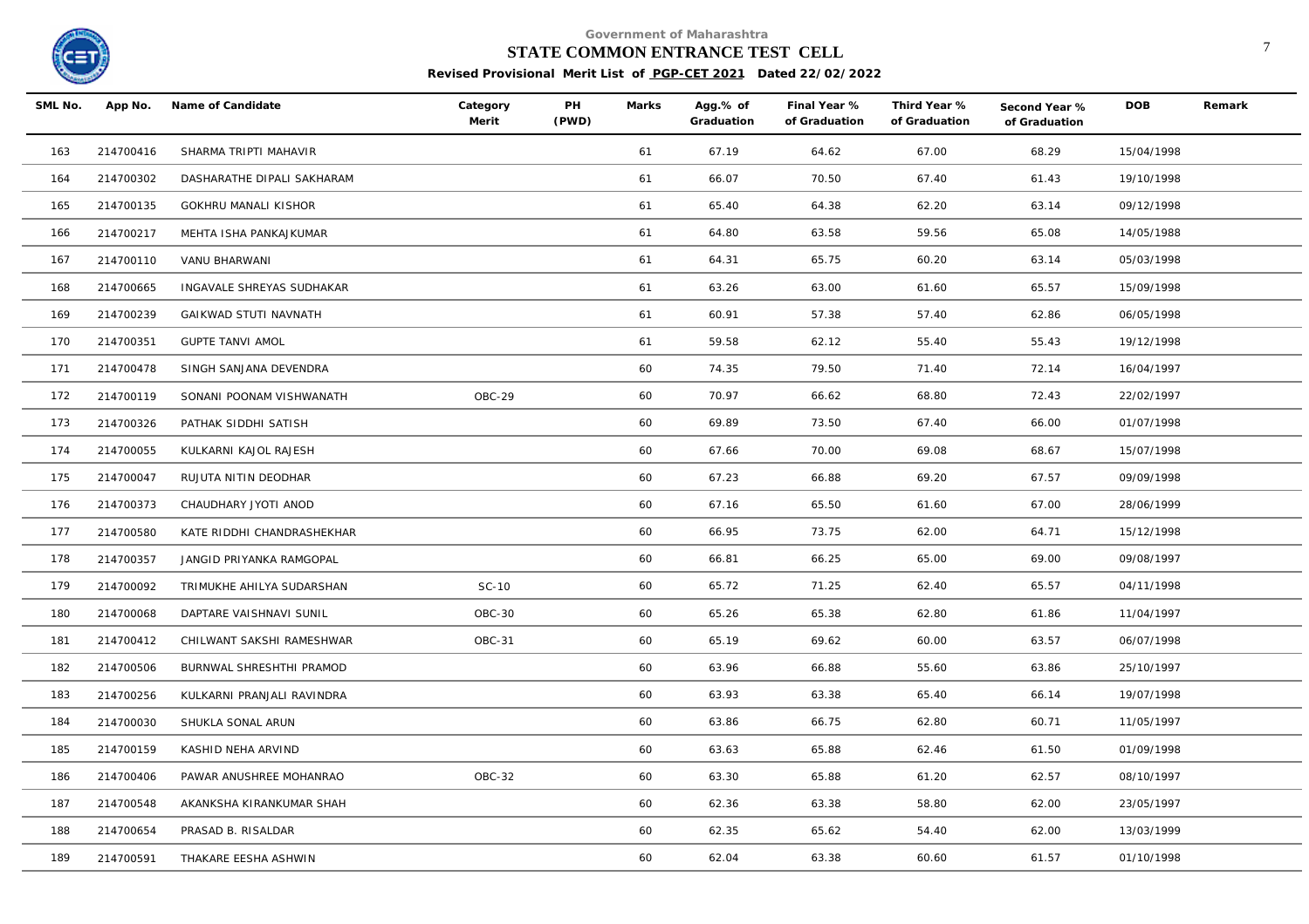Government of Maharashtra

**STATE COMMON ENTRANCE TEST CELL**

**Revised Provisional Merit List of PGP-CET 2021 Dated 22/02/2022**

| SML No. | App No. | Name of Candidate | Category Merit | PH (PWD) | Marks | Agg.% of Graduation | Final Year % of Graduation | Third Year % of Graduation | Second Year % of Graduation | DOB | Remark |
|---|---|---|---|---|---|---|---|---|---|---|---|
| 163 | 214700416 | SHARMA TRIPTI MAHAVIR | | | 61 | 67.19 | 64.62 | 67.00 | 68.29 | 15/04/1998 | |
| 164 | 214700302 | DASHARATHE DIPALI SAKHARAM | | | 61 | 66.07 | 70.50 | 67.40 | 61.43 | 19/10/1998 | |
| 165 | 214700135 | GOKHRU MANALI KISHOR | | | 61 | 65.40 | 64.38 | 62.20 | 63.14 | 09/12/1998 | |
| 166 | 214700217 | MEHTA ISHA PANKAJKUMAR | | | 61 | 64.80 | 63.58 | 59.56 | 65.08 | 14/05/1988 | |
| 167 | 214700110 | VANU BHARWANI | | | 61 | 64.31 | 65.75 | 60.20 | 63.14 | 05/03/1998 | |
| 168 | 214700665 | INGAVALE SHREYAS SUDHAKAR | | | 61 | 63.26 | 63.00 | 61.60 | 65.57 | 15/09/1998 | |
| 169 | 214700239 | GAIKWAD STUTI NAVNATH | | | 61 | 60.91 | 57.38 | 57.40 | 62.86 | 06/05/1998 | |
| 170 | 214700351 | GUPTE TANVI AMOL | | | 61 | 59.58 | 62.12 | 55.40 | 55.43 | 19/12/1998 | |
| 171 | 214700478 | SINGH SANJANA DEVENDRA | | | 60 | 74.35 | 79.50 | 71.40 | 72.14 | 16/04/1997 | |
| 172 | 214700119 | SONANI POONAM VISHWANATH | OBC-29 | | 60 | 70.97 | 66.62 | 68.80 | 72.43 | 22/02/1997 | |
| 173 | 214700326 | PATHAK SIDDHI SATISH | | | 60 | 69.89 | 73.50 | 67.40 | 66.00 | 01/07/1998 | |
| 174 | 214700055 | KULKARNI KAJOL RAJESH | | | 60 | 67.66 | 70.00 | 69.08 | 68.67 | 15/07/1998 | |
| 175 | 214700047 | RUJUTA NITIN DEODHAR | | | 60 | 67.23 | 66.88 | 69.20 | 67.57 | 09/09/1998 | |
| 176 | 214700373 | CHAUDHARY JYOTI ANOD | | | 60 | 67.16 | 65.50 | 61.60 | 67.00 | 28/06/1999 | |
| 177 | 214700580 | KATE RIDDHI CHANDRASHEKHAR | | | 60 | 66.95 | 73.75 | 62.00 | 64.71 | 15/12/1998 | |
| 178 | 214700357 | JANGID PRIYANKA RAMGOPAL | | | 60 | 66.81 | 66.25 | 65.00 | 69.00 | 09/08/1997 | |
| 179 | 214700092 | TRIMUKHE AHILYA SUDARSHAN | SC-10 | | 60 | 65.72 | 71.25 | 62.40 | 65.57 | 04/11/1998 | |
| 180 | 214700068 | DAPTARE VAISHNAVI SUNIL | OBC-30 | | 60 | 65.26 | 65.38 | 62.80 | 61.86 | 11/04/1997 | |
| 181 | 214700412 | CHILWANT SAKSHI RAMESHWAR | OBC-31 | | 60 | 65.19 | 69.62 | 60.00 | 63.57 | 06/07/1998 | |
| 182 | 214700506 | BURNWAL SHRESHTHI PRAMOD | | | 60 | 63.96 | 66.88 | 55.60 | 63.86 | 25/10/1997 | |
| 183 | 214700256 | KULKARNI PRANJALI RAVINDRA | | | 60 | 63.93 | 63.38 | 65.40 | 66.14 | 19/07/1998 | |
| 184 | 214700030 | SHUKLA SONAL ARUN | | | 60 | 63.86 | 66.75 | 62.80 | 60.71 | 11/05/1997 | |
| 185 | 214700159 | KASHID NEHA ARVIND | | | 60 | 63.63 | 65.88 | 62.46 | 61.50 | 01/09/1998 | |
| 186 | 214700406 | PAWAR ANUSHREE MOHANRAO | OBC-32 | | 60 | 63.30 | 65.88 | 61.20 | 62.57 | 08/10/1997 | |
| 187 | 214700548 | AKANKSHA KIRANKUMAR SHAH | | | 60 | 62.36 | 63.38 | 58.80 | 62.00 | 23/05/1997 | |
| 188 | 214700654 | PRASAD B. RISALDAR | | | 60 | 62.35 | 65.62 | 54.40 | 62.00 | 13/03/1999 | |
| 189 | 214700591 | THAKARE EESHA ASHWIN | | | 60 | 62.04 | 63.38 | 60.60 | 61.57 | 01/10/1998 | |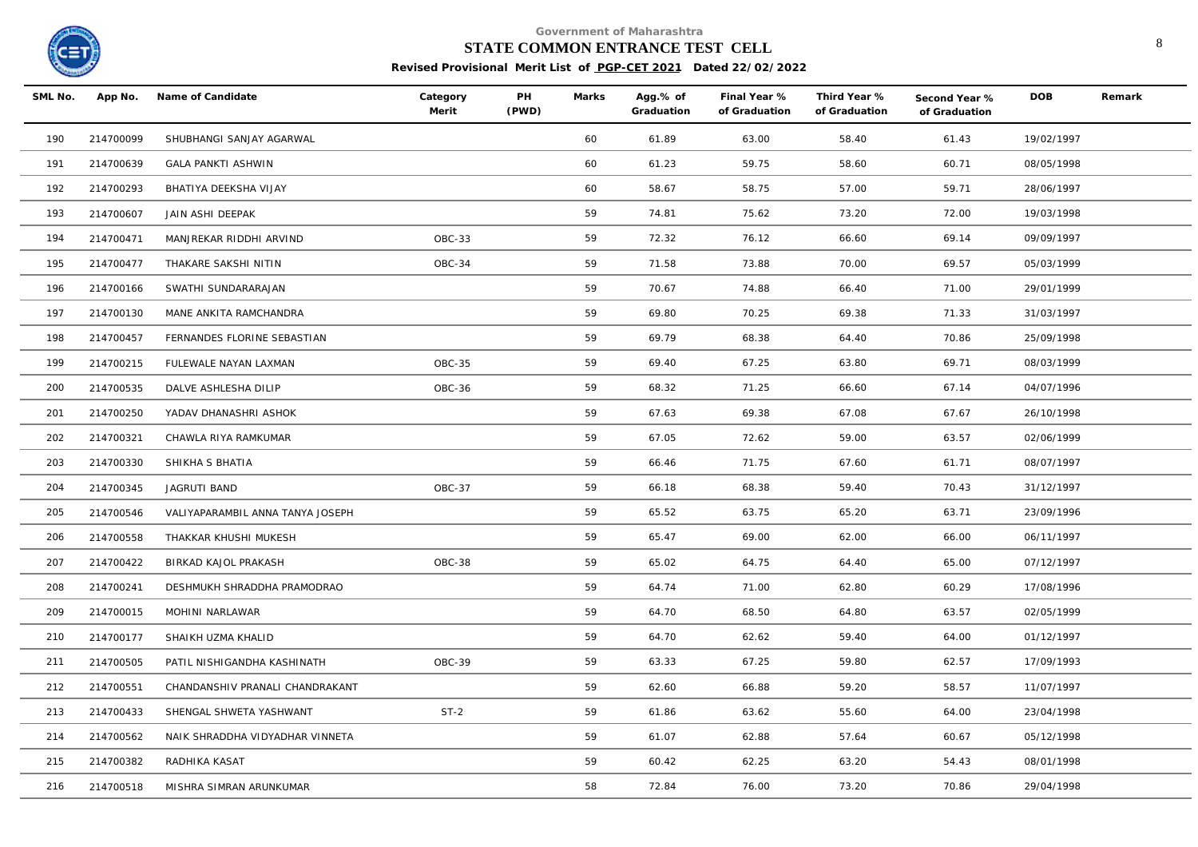Government of Maharashtra

**STATE COMMON ENTRANCE TEST CELL**

**Revised Provisional Merit List of PGP-CET 2021 Dated 22/02/2022**

| SML No. | App No. | Name of Candidate | Category Merit | PH (PWD) | Marks | Agg.% of Graduation | Final Year % of Graduation | Third Year % of Graduation | Second Year % of Graduation | DOB | Remark |
|---|---|---|---|---|---|---|---|---|---|---|---|
| 190 | 214700099 | SHUBHANGI SANJAY AGARWAL | | | 60 | 61.89 | 63.00 | 58.40 | 61.43 | 19/02/1997 | |
| 191 | 214700639 | GALA PANKTI ASHWIN | | | 60 | 61.23 | 59.75 | 58.60 | 60.71 | 08/05/1998 | |
| 192 | 214700293 | BHATIYA DEEKSHA VIJAY | | | 60 | 58.67 | 58.75 | 57.00 | 59.71 | 28/06/1997 | |
| 193 | 214700607 | JAIN ASHI DEEPAK | | | 59 | 74.81 | 75.62 | 73.20 | 72.00 | 19/03/1998 | |
| 194 | 214700471 | MANJREKAR RIDDHI ARVIND | OBC-33 | | 59 | 72.32 | 76.12 | 66.60 | 69.14 | 09/09/1997 | |
| 195 | 214700477 | THAKARE SAKSHI NITIN | OBC-34 | | 59 | 71.58 | 73.88 | 70.00 | 69.57 | 05/03/1999 | |
| 196 | 214700166 | SWATHI SUNDARARAJAN | | | 59 | 70.67 | 74.88 | 66.40 | 71.00 | 29/01/1999 | |
| 197 | 214700130 | MANE ANKITA RAMCHANDRA | | | 59 | 69.80 | 70.25 | 69.38 | 71.33 | 31/03/1997 | |
| 198 | 214700457 | FERNANDES FLORINE SEBASTIAN | | | 59 | 69.79 | 68.38 | 64.40 | 70.86 | 25/09/1998 | |
| 199 | 214700215 | FULEWALE NAYAN LAXMAN | OBC-35 | | 59 | 69.40 | 67.25 | 63.80 | 69.71 | 08/03/1999 | |
| 200 | 214700535 | DALVE ASHLESHA DILIP | OBC-36 | | 59 | 68.32 | 71.25 | 66.60 | 67.14 | 04/07/1996 | |
| 201 | 214700250 | YADAV DHANASHRI ASHOK | | | 59 | 67.63 | 69.38 | 67.08 | 67.67 | 26/10/1998 | |
| 202 | 214700321 | CHAWLA RIYA RAMKUMAR | | | 59 | 67.05 | 72.62 | 59.00 | 63.57 | 02/06/1999 | |
| 203 | 214700330 | SHIKHA S BHATIA | | | 59 | 66.46 | 71.75 | 67.60 | 61.71 | 08/07/1997 | |
| 204 | 214700345 | JAGRUTI BAND | OBC-37 | | 59 | 66.18 | 68.38 | 59.40 | 70.43 | 31/12/1997 | |
| 205 | 214700546 | VALIYAPARAMBIL ANNA TANYA JOSEPH | | | 59 | 65.52 | 63.75 | 65.20 | 63.71 | 23/09/1996 | |
| 206 | 214700558 | THAKKAR KHUSHI MUKESH | | | 59 | 65.47 | 69.00 | 62.00 | 66.00 | 06/11/1997 | |
| 207 | 214700422 | BIRKAD KAJOL PRAKASH | OBC-38 | | 59 | 65.02 | 64.75 | 64.40 | 65.00 | 07/12/1997 | |
| 208 | 214700241 | DESHMUKH SHRADDHA PRAMODRAO | | | 59 | 64.74 | 71.00 | 62.80 | 60.29 | 17/08/1996 | |
| 209 | 214700015 | MOHINI NARLAWAR | | | 59 | 64.70 | 68.50 | 64.80 | 63.57 | 02/05/1999 | |
| 210 | 214700177 | SHAIKH UZMA KHALID | | | 59 | 64.70 | 62.62 | 59.40 | 64.00 | 01/12/1997 | |
| 211 | 214700505 | PATIL NISHIGANDHA KASHINATH | OBC-39 | | 59 | 63.33 | 67.25 | 59.80 | 62.57 | 17/09/1993 | |
| 212 | 214700551 | CHANDANSHIV PRANALI CHANDRAKANT | | | 59 | 62.60 | 66.88 | 59.20 | 58.57 | 11/07/1997 | |
| 213 | 214700433 | SHENGAL SHWETA YASHWANT | ST-2 | | 59 | 61.86 | 63.62 | 55.60 | 64.00 | 23/04/1998 | |
| 214 | 214700562 | NAIK SHRADDHA VIDYADHAR VINNETA | | | 59 | 61.07 | 62.88 | 57.64 | 60.67 | 05/12/1998 | |
| 215 | 214700382 | RADHIKA KASAT | | | 59 | 60.42 | 62.25 | 63.20 | 54.43 | 08/01/1998 | |
| 216 | 214700518 | MISHRA SIMRAN ARUNKUMAR | | | 58 | 72.84 | 76.00 | 73.20 | 70.86 | 29/04/1998 | |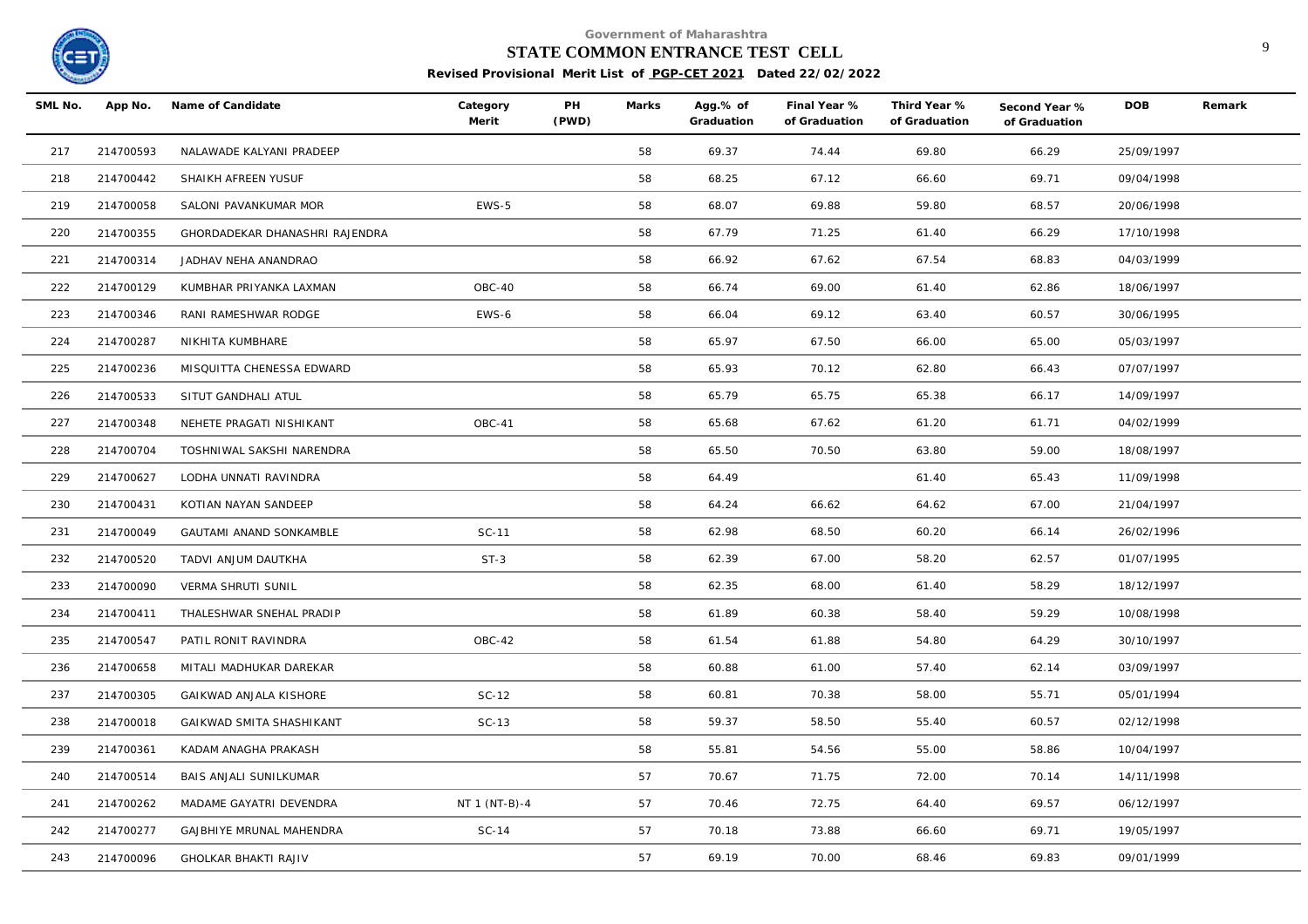Government of Maharashtra

**STATE COMMON ENTRANCE TEST CELL**

**Revised Provisional Merit List of PGP-CET 2021 Dated 22/02/2022**

| SML No. | App No. | Name of Candidate | Category Merit | PH (PWD) | Marks | Agg.% of Graduation | Final Year % of Graduation | Third Year % of Graduation | Second Year % of Graduation | DOB | Remark |
|---|---|---|---|---|---|---|---|---|---|---|---|
| 217 | 214700593 | NALAWADE KALYANI PRADEEP | | | 58 | 69.37 | 74.44 | 69.80 | 66.29 | 25/09/1997 | |
| 218 | 214700442 | SHAIKH AFREEN YUSUF | | | 58 | 68.25 | 67.12 | 66.60 | 69.71 | 09/04/1998 | |
| 219 | 214700058 | SALONI PAVANKUMAR MOR | EWS-5 | | 58 | 68.07 | 69.88 | 59.80 | 68.57 | 20/06/1998 | |
| 220 | 214700355 | GHORDADEKAR DHANASHRI RAJENDRA | | | 58 | 67.79 | 71.25 | 61.40 | 66.29 | 17/10/1998 | |
| 221 | 214700314 | JADHAV NEHA ANANDRAO | | | 58 | 66.92 | 67.62 | 67.54 | 68.83 | 04/03/1999 | |
| 222 | 214700129 | KUMBHAR PRIYANKA LAXMAN | OBC-40 | | 58 | 66.74 | 69.00 | 61.40 | 62.86 | 18/06/1997 | |
| 223 | 214700346 | RANI RAMESHWAR RODGE | EWS-6 | | 58 | 66.04 | 69.12 | 63.40 | 60.57 | 30/06/1995 | |
| 224 | 214700287 | NIKHITA KUMBHARE | | | 58 | 65.97 | 67.50 | 66.00 | 65.00 | 05/03/1997 | |
| 225 | 214700236 | MISQUITTA CHENESSA EDWARD | | | 58 | 65.93 | 70.12 | 62.80 | 66.43 | 07/07/1997 | |
| 226 | 214700533 | SITUT GANDHALI ATUL | | | 58 | 65.79 | 65.75 | 65.38 | 66.17 | 14/09/1997 | |
| 227 | 214700348 | NEHETE PRAGATI NISHIKANT | OBC-41 | | 58 | 65.68 | 67.62 | 61.20 | 61.71 | 04/02/1999 | |
| 228 | 214700704 | TOSHNIWAL SAKSHI NARENDRA | | | 58 | 65.50 | 70.50 | 63.80 | 59.00 | 18/08/1997 | |
| 229 | 214700627 | LODHA UNNATI RAVINDRA | | | 58 | 64.49 | | 61.40 | 65.43 | 11/09/1998 | |
| 230 | 214700431 | KOTIAN NAYAN SANDEEP | | | 58 | 64.24 | 66.62 | 64.62 | 67.00 | 21/04/1997 | |
| 231 | 214700049 | GAUTAMI ANAND SONKAMBLE | SC-11 | | 58 | 62.98 | 68.50 | 60.20 | 66.14 | 26/02/1996 | |
| 232 | 214700520 | TADVI ANJUM DAUTKHA | ST-3 | | 58 | 62.39 | 67.00 | 58.20 | 62.57 | 01/07/1995 | |
| 233 | 214700090 | VERMA SHRUTI SUNIL | | | 58 | 62.35 | 68.00 | 61.40 | 58.29 | 18/12/1997 | |
| 234 | 214700411 | THALESHWAR SNEHAL PRADIP | | | 58 | 61.89 | 60.38 | 58.40 | 59.29 | 10/08/1998 | |
| 235 | 214700547 | PATIL RONIT RAVINDRA | OBC-42 | | 58 | 61.54 | 61.88 | 54.80 | 64.29 | 30/10/1997 | |
| 236 | 214700658 | MITALI MADHUKAR DAREKAR | | | 58 | 60.88 | 61.00 | 57.40 | 62.14 | 03/09/1997 | |
| 237 | 214700305 | GAIKWAD ANJALA KISHORE | SC-12 | | 58 | 60.81 | 70.38 | 58.00 | 55.71 | 05/01/1994 | |
| 238 | 214700018 | GAIKWAD SMITA SHASHIKANT | SC-13 | | 58 | 59.37 | 58.50 | 55.40 | 60.57 | 02/12/1998 | |
| 239 | 214700361 | KADAM ANAGHA PRAKASH | | | 58 | 55.81 | 54.56 | 55.00 | 58.86 | 10/04/1997 | |
| 240 | 214700514 | BAIS ANJALI SUNILKUMAR | | | 57 | 70.67 | 71.75 | 72.00 | 70.14 | 14/11/1998 | |
| 241 | 214700262 | MADAME GAYATRI DEVENDRA | NT 1 (NT-B)-4 | | 57 | 70.46 | 72.75 | 64.40 | 69.57 | 06/12/1997 | |
| 242 | 214700277 | GAJBHIYE MRUNAL MAHENDRA | SC-14 | | 57 | 70.18 | 73.88 | 66.60 | 69.71 | 19/05/1997 | |
| 243 | 214700096 | GHOLKAR BHAKTI RAJIV | | | 57 | 69.19 | 70.00 | 68.46 | 69.83 | 09/01/1999 | |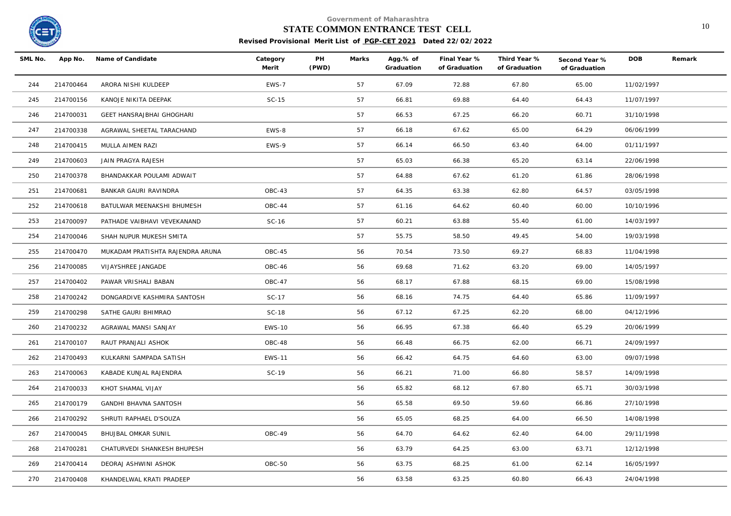Government of Maharashtra

**STATE COMMON ENTRANCE TEST CELL**

**Revised Provisional Merit List of PGP-CET 2021 Dated 22/02/2022**

| SML No. | App No. | Name of Candidate | Category Merit | PH (PWD) | Marks | Agg.% of Graduation | Final Year % of Graduation | Third Year % of Graduation | Second Year % of Graduation | DOB | Remark |
|---|---|---|---|---|---|---|---|---|---|---|---|
| 244 | 214700464 | ARORA NISHI KULDEEP | EWS-7 | | 57 | 67.09 | 72.88 | 67.80 | 65.00 | 11/02/1997 | |
| 245 | 214700156 | KANOJE NIKITA DEEPAK | SC-15 | | 57 | 66.81 | 69.88 | 64.40 | 64.43 | 11/07/1997 | |
| 246 | 214700031 | GEET HANSRAJBHAI GHOGHARI | | | 57 | 66.53 | 67.25 | 66.20 | 60.71 | 31/10/1998 | |
| 247 | 214700338 | AGRAWAL SHEETAL TARACHAND | EWS-8 | | 57 | 66.18 | 67.62 | 65.00 | 64.29 | 06/06/1999 | |
| 248 | 214700415 | MULLA AIMEN RAZI | EWS-9 | | 57 | 66.14 | 66.50 | 63.40 | 64.00 | 01/11/1997 | |
| 249 | 214700603 | JAIN PRAGYA RAJESH | | | 57 | 65.03 | 66.38 | 65.20 | 63.14 | 22/06/1998 | |
| 250 | 214700378 | BHANDAKKAR POULAMI ADWAIT | | | 57 | 64.88 | 67.62 | 61.20 | 61.86 | 28/06/1998 | |
| 251 | 214700681 | BANKAR GAURI RAVINDRA | OBC-43 | | 57 | 64.35 | 63.38 | 62.80 | 64.57 | 03/05/1998 | |
| 252 | 214700618 | BATULWAR MEENAKSHI BHUMESH | OBC-44 | | 57 | 61.16 | 64.62 | 60.40 | 60.00 | 10/10/1996 | |
| 253 | 214700097 | PATHADE VAIBHAVI VEVEKANAND | SC-16 | | 57 | 60.21 | 63.88 | 55.40 | 61.00 | 14/03/1997 | |
| 254 | 214700046 | SHAH NUPUR MUKESH SMITA | | | 57 | 55.75 | 58.50 | 49.45 | 54.00 | 19/03/1998 | |
| 255 | 214700470 | MUKADAM PRATISHTA RAJENDRA ARUNA | OBC-45 | | 56 | 70.54 | 73.50 | 69.27 | 68.83 | 11/04/1998 | |
| 256 | 214700085 | VIJAYSHREE JANGADE | OBC-46 | | 56 | 69.68 | 71.62 | 63.20 | 69.00 | 14/05/1997 | |
| 257 | 214700402 | PAWAR VRISHALI BABAN | OBC-47 | | 56 | 68.17 | 67.88 | 68.15 | 69.00 | 15/08/1998 | |
| 258 | 214700242 | DONGARDIVE KASHMIRA SANTOSH | SC-17 | | 56 | 68.16 | 74.75 | 64.40 | 65.86 | 11/09/1997 | |
| 259 | 214700298 | SATHE GAURI BHIMRAO | SC-18 | | 56 | 67.12 | 67.25 | 62.20 | 68.00 | 04/12/1996 | |
| 260 | 214700232 | AGRAWAL MANSI SANJAY | EWS-10 | | 56 | 66.95 | 67.38 | 66.40 | 65.29 | 20/06/1999 | |
| 261 | 214700107 | RAUT PRANJALI ASHOK | OBC-48 | | 56 | 66.48 | 66.75 | 62.00 | 66.71 | 24/09/1997 | |
| 262 | 214700493 | KULKARNI SAMPADA SATISH | EWS-11 | | 56 | 66.42 | 64.75 | 64.60 | 63.00 | 09/07/1998 | |
| 263 | 214700063 | KABADE KUNJAL RAJENDRA | SC-19 | | 56 | 66.21 | 71.00 | 66.80 | 58.57 | 14/09/1998 | |
| 264 | 214700033 | KHOT SHAMAL VIJAY | | | 56 | 65.82 | 68.12 | 67.80 | 65.71 | 30/03/1998 | |
| 265 | 214700179 | GANDHI BHAVNA SANTOSH | | | 56 | 65.58 | 69.50 | 59.60 | 66.86 | 27/10/1998 | |
| 266 | 214700292 | SHRUTI RAPHAEL D'SOUZA | | | 56 | 65.05 | 68.25 | 64.00 | 66.50 | 14/08/1998 | |
| 267 | 214700045 | BHUJBAL OMKAR SUNIL | OBC-49 | | 56 | 64.70 | 64.62 | 62.40 | 64.00 | 29/11/1998 | |
| 268 | 214700281 | CHATURVEDI SHANKESH BHUPESH | | | 56 | 63.79 | 64.25 | 63.00 | 63.71 | 12/12/1998 | |
| 269 | 214700414 | DEORAJ ASHWINI ASHOK | OBC-50 | | 56 | 63.75 | 68.25 | 61.00 | 62.14 | 16/05/1997 | |
| 270 | 214700408 | KHANDELWAL KRATI PRADEEP | | | 56 | 63.58 | 63.25 | 60.80 | 66.43 | 24/04/1998 | |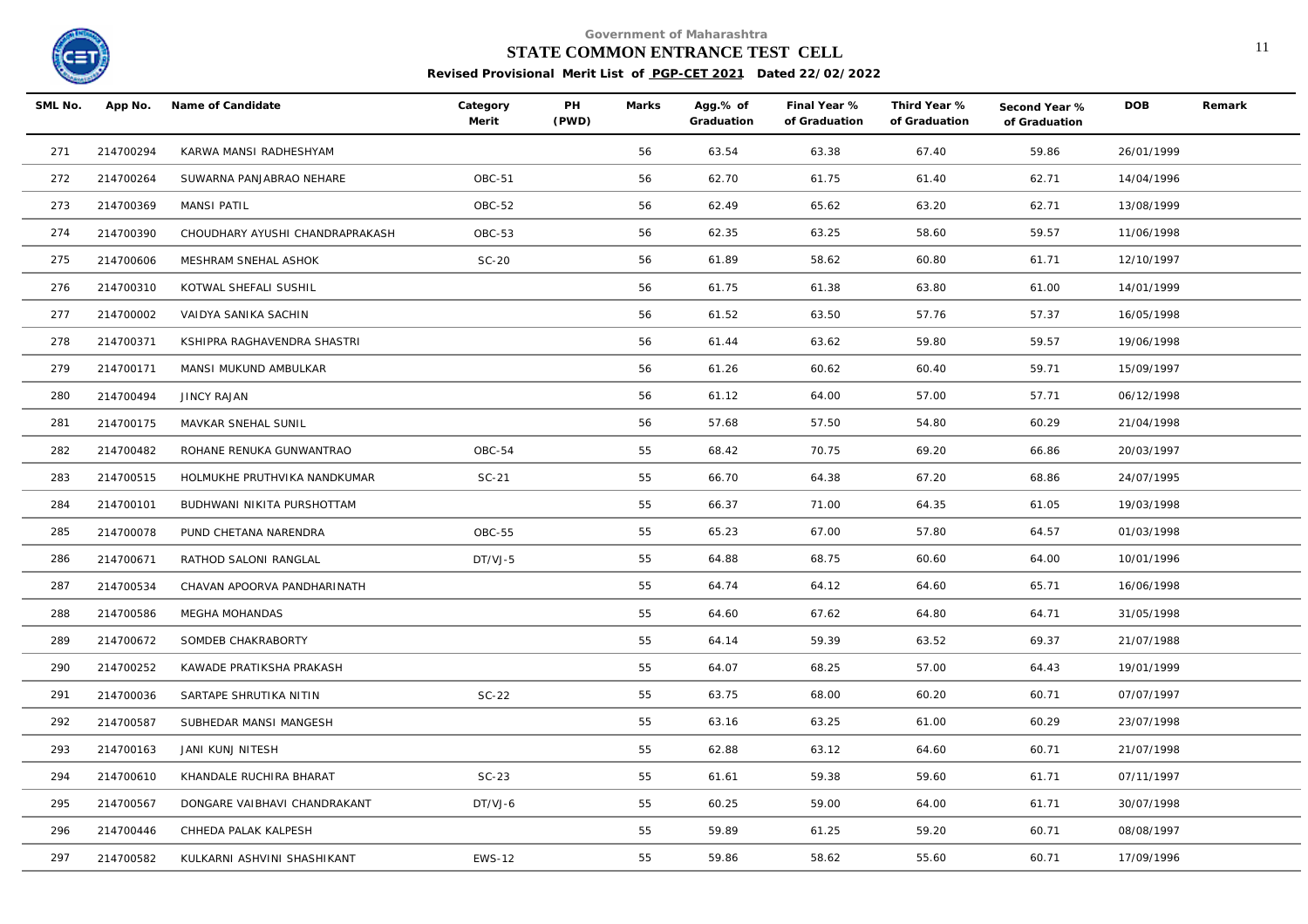Government of Maharashtra

**STATE COMMON ENTRANCE TEST CELL**

**Revised Provisional Merit List of PGP-CET 2021 Dated 22/02/2022**

| SML No. | App No. | Name of Candidate | Category Merit | PH (PWD) | Marks | Agg.% of Graduation | Final Year % of Graduation | Third Year % of Graduation | Second Year % of Graduation | DOB | Remark |
|---|---|---|---|---|---|---|---|---|---|---|---|
| 271 | 214700294 | KARWA MANSI RADHESHYAM | | | 56 | 63.54 | 63.38 | 67.40 | 59.86 | 26/01/1999 | |
| 272 | 214700264 | SUWARNA PANJABRAO NEHARE | OBC-51 | | 56 | 62.70 | 61.75 | 61.40 | 62.71 | 14/04/1996 | |
| 273 | 214700369 | MANSI PATIL | OBC-52 | | 56 | 62.49 | 65.62 | 63.20 | 62.71 | 13/08/1999 | |
| 274 | 214700390 | CHOUDHARY AYUSHI CHANDRAPRAKASH | OBC-53 | | 56 | 62.35 | 63.25 | 58.60 | 59.57 | 11/06/1998 | |
| 275 | 214700606 | MESHRAM SNEHAL ASHOK | SC-20 | | 56 | 61.89 | 58.62 | 60.80 | 61.71 | 12/10/1997 | |
| 276 | 214700310 | KOTWAL SHEFALI SUSHIL | | | 56 | 61.75 | 61.38 | 63.80 | 61.00 | 14/01/1999 | |
| 277 | 214700002 | VAIDYA SANIKA SACHIN | | | 56 | 61.52 | 63.50 | 57.76 | 57.37 | 16/05/1998 | |
| 278 | 214700371 | KSHIPRA RAGHAVENDRA SHASTRI | | | 56 | 61.44 | 63.62 | 59.80 | 59.57 | 19/06/1998 | |
| 279 | 214700171 | MANSI MUKUND AMBULKAR | | | 56 | 61.26 | 60.62 | 60.40 | 59.71 | 15/09/1997 | |
| 280 | 214700494 | JINCY RAJAN | | | 56 | 61.12 | 64.00 | 57.00 | 57.71 | 06/12/1998 | |
| 281 | 214700175 | MAVKAR SNEHAL SUNIL | | | 56 | 57.68 | 57.50 | 54.80 | 60.29 | 21/04/1998 | |
| 282 | 214700482 | ROHANE RENUKA GUNWANTRAO | OBC-54 | | 55 | 68.42 | 70.75 | 69.20 | 66.86 | 20/03/1997 | |
| 283 | 214700515 | HOLMUKHE PRUTHVIKA NANDKUMAR | SC-21 | | 55 | 66.70 | 64.38 | 67.20 | 68.86 | 24/07/1995 | |
| 284 | 214700101 | BUDHWANI NIKITA PURSHOTTAM | | | 55 | 66.37 | 71.00 | 64.35 | 61.05 | 19/03/1998 | |
| 285 | 214700078 | PUND CHETANA NARENDRA | OBC-55 | | 55 | 65.23 | 67.00 | 57.80 | 64.57 | 01/03/1998 | |
| 286 | 214700671 | RATHOD SALONI RANGLAL | DT/VJ-5 | | 55 | 64.88 | 68.75 | 60.60 | 64.00 | 10/01/1996 | |
| 287 | 214700534 | CHAVAN APOORVA PANDHARINATH | | | 55 | 64.74 | 64.12 | 64.60 | 65.71 | 16/06/1998 | |
| 288 | 214700586 | MEGHA MOHANDAS | | | 55 | 64.60 | 67.62 | 64.80 | 64.71 | 31/05/1998 | |
| 289 | 214700672 | SOMDEB CHAKRABORTY | | | 55 | 64.14 | 59.39 | 63.52 | 69.37 | 21/07/1988 | |
| 290 | 214700252 | KAWADE PRATIKSHA PRAKASH | | | 55 | 64.07 | 68.25 | 57.00 | 64.43 | 19/01/1999 | |
| 291 | 214700036 | SARTAPE SHRUTIKA NITIN | SC-22 | | 55 | 63.75 | 68.00 | 60.20 | 60.71 | 07/07/1997 | |
| 292 | 214700587 | SUBHEDAR MANSI MANGESH | | | 55 | 63.16 | 63.25 | 61.00 | 60.29 | 23/07/1998 | |
| 293 | 214700163 | JANI KUNJ NITESH | | | 55 | 62.88 | 63.12 | 64.60 | 60.71 | 21/07/1998 | |
| 294 | 214700610 | KHANDALE RUCHIRA BHARAT | SC-23 | | 55 | 61.61 | 59.38 | 59.60 | 61.71 | 07/11/1997 | |
| 295 | 214700567 | DONGARE VAIBHAVI CHANDRAKANT | DT/VJ-6 | | 55 | 60.25 | 59.00 | 64.00 | 61.71 | 30/07/1998 | |
| 296 | 214700446 | CHHEDA PALAK KALPESH | | | 55 | 59.89 | 61.25 | 59.20 | 60.71 | 08/08/1997 | |
| 297 | 214700582 | KULKARNI ASHVINI SHASHIKANT | EWS-12 | | 55 | 59.86 | 58.62 | 55.60 | 60.71 | 17/09/1996 | |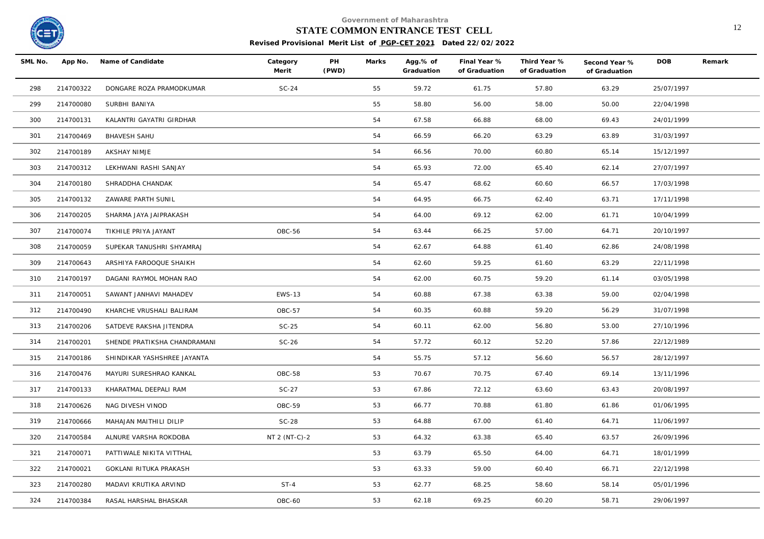Government of Maharashtra

**STATE COMMON ENTRANCE TEST CELL**

**Revised Provisional Merit List of PGP-CET 2021 Dated 22/02/2022**

| SML No. | App No. | Name of Candidate | Category Merit | PH (PWD) | Marks | Agg.% of Graduation | Final Year % of Graduation | Third Year % of Graduation | Second Year % of Graduation | DOB | Remark |
|---|---|---|---|---|---|---|---|---|---|---|---|
| 298 | 214700322 | DONGARE ROZA PRAMODKUMAR | SC-24 | | 55 | 59.72 | 61.75 | 57.80 | 63.29 | 25/07/1997 | |
| 299 | 214700080 | SURBHI BANIYA | | | 55 | 58.80 | 56.00 | 58.00 | 50.00 | 22/04/1998 | |
| 300 | 214700131 | KALANTRI GAYATRI GIRDHAR | | | 54 | 67.58 | 66.88 | 68.00 | 69.43 | 24/01/1999 | |
| 301 | 214700469 | BHAVESH SAHU | | | 54 | 66.59 | 66.20 | 63.29 | 63.89 | 31/03/1997 | |
| 302 | 214700189 | AKSHAY NIMJE | | | 54 | 66.56 | 70.00 | 60.80 | 65.14 | 15/12/1997 | |
| 303 | 214700312 | LEKHWANI RASHI SANJAY | | | 54 | 65.93 | 72.00 | 65.40 | 62.14 | 27/07/1997 | |
| 304 | 214700180 | SHRADDHA CHANDAK | | | 54 | 65.47 | 68.62 | 60.60 | 66.57 | 17/03/1998 | |
| 305 | 214700132 | ZAWARE PARTH SUNIL | | | 54 | 64.95 | 66.75 | 62.40 | 63.71 | 17/11/1998 | |
| 306 | 214700205 | SHARMA JAYA JAIPRAKASH | | | 54 | 64.00 | 69.12 | 62.00 | 61.71 | 10/04/1999 | |
| 307 | 214700074 | TIKHILE PRIYA JAYANT | OBC-56 | | 54 | 63.44 | 66.25 | 57.00 | 64.71 | 20/10/1997 | |
| 308 | 214700059 | SUPEKAR TANUSHRI SHYAMRAJ | | | 54 | 62.67 | 64.88 | 61.40 | 62.86 | 24/08/1998 | |
| 309 | 214700643 | ARSHIYA FAROOQUE SHAIKH | | | 54 | 62.60 | 59.25 | 61.60 | 63.29 | 22/11/1998 | |
| 310 | 214700197 | DAGANI RAYMOL MOHAN RAO | | | 54 | 62.00 | 60.75 | 59.20 | 61.14 | 03/05/1998 | |
| 311 | 214700051 | SAWANT JANHAVI MAHADEV | EWS-13 | | 54 | 60.88 | 67.38 | 63.38 | 59.00 | 02/04/1998 | |
| 312 | 214700490 | KHARCHE VRUSHALI BALIRAM | OBC-57 | | 54 | 60.35 | 60.88 | 59.20 | 56.29 | 31/07/1998 | |
| 313 | 214700206 | SATDEVE RAKSHA JITENDRA | SC-25 | | 54 | 60.11 | 62.00 | 56.80 | 53.00 | 27/10/1996 | |
| 314 | 214700201 | SHENDE PRATIKSHA CHANDRAMANI | SC-26 | | 54 | 57.72 | 60.12 | 52.20 | 57.86 | 22/12/1989 | |
| 315 | 214700186 | SHINDIKAR YASHSHREE JAYANTA | | | 54 | 55.75 | 57.12 | 56.60 | 56.57 | 28/12/1997 | |
| 316 | 214700476 | MAYURI SURESHRAO KANKAL | OBC-58 | | 53 | 70.67 | 70.75 | 67.40 | 69.14 | 13/11/1996 | |
| 317 | 214700133 | KHARATMAL DEEPALI RAM | SC-27 | | 53 | 67.86 | 72.12 | 63.60 | 63.43 | 20/08/1997 | |
| 318 | 214700626 | NAG DIVESH VINOD | OBC-59 | | 53 | 66.77 | 70.88 | 61.80 | 61.86 | 01/06/1995 | |
| 319 | 214700666 | MAHAJAN MAITHILI DILIP | SC-28 | | 53 | 64.88 | 67.00 | 61.40 | 64.71 | 11/06/1997 | |
| 320 | 214700584 | ALNURE VARSHA ROKDOBA | NT 2 (NT-C)-2 | | 53 | 64.32 | 63.38 | 65.40 | 63.57 | 26/09/1996 | |
| 321 | 214700071 | PATTIWALE NIKITA VITTHAL | | | 53 | 63.79 | 65.50 | 64.00 | 64.71 | 18/01/1999 | |
| 322 | 214700021 | GOKLANI RITUKA PRAKASH | | | 53 | 63.33 | 59.00 | 60.40 | 66.71 | 22/12/1998 | |
| 323 | 214700280 | MADAVI KRUTIKA ARVIND | ST-4 | | 53 | 62.77 | 68.25 | 58.60 | 58.14 | 05/01/1996 | |
| 324 | 214700384 | RASAL HARSHAL BHASKAR | OBC-60 | | 53 | 62.18 | 69.25 | 60.20 | 58.71 | 29/06/1997 | |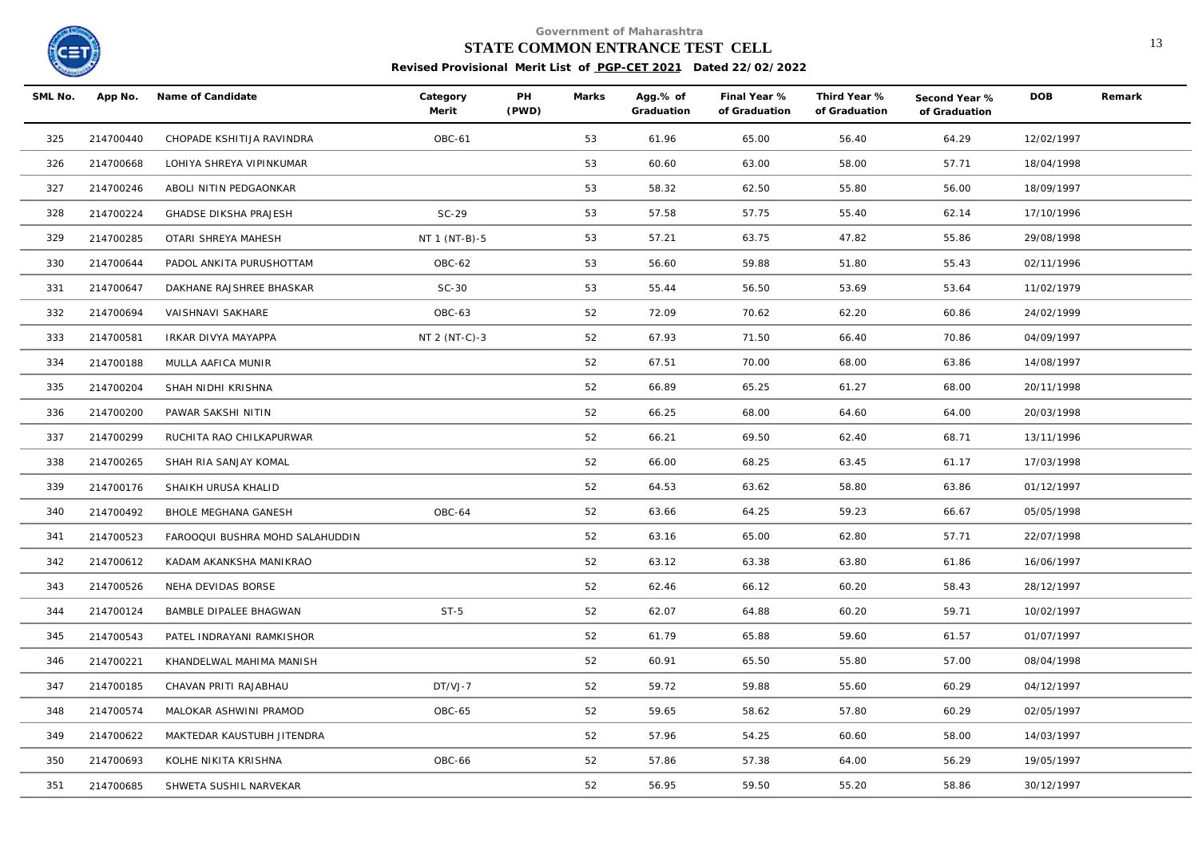Government of Maharashtra

**STATE COMMON ENTRANCE TEST CELL**

**Revised Provisional Merit List of PGP-CET 2021 Dated 22/02/2022**

| SML No. | App No. | Name of Candidate | Category Merit | PH (PWD) | Marks | Agg.% of Graduation | Final Year % of Graduation | Third Year % of Graduation | Second Year % of Graduation | DOB | Remark |
|---|---|---|---|---|---|---|---|---|---|---|---|
| 325 | 214700440 | CHOPADE KSHITIJA RAVINDRA | OBC-61 | | 53 | 61.96 | 65.00 | 56.40 | 64.29 | 12/02/1997 | |
| 326 | 214700668 | LOHIYA SHREYA VIPINKUMAR | | | 53 | 60.60 | 63.00 | 58.00 | 57.71 | 18/04/1998 | |
| 327 | 214700246 | ABOLI NITIN PEDGAONKAR | | | 53 | 58.32 | 62.50 | 55.80 | 56.00 | 18/09/1997 | |
| 328 | 214700224 | GHADSE DIKSHA PRAJESH | SC-29 | | 53 | 57.58 | 57.75 | 55.40 | 62.14 | 17/10/1996 | |
| 329 | 214700285 | OTARI SHREYA MAHESH | NT 1 (NT-B)-5 | | 53 | 57.21 | 63.75 | 47.82 | 55.86 | 29/08/1998 | |
| 330 | 214700644 | PADOL ANKITA PURUSHOTTAM | OBC-62 | | 53 | 56.60 | 59.88 | 51.80 | 55.43 | 02/11/1996 | |
| 331 | 214700647 | DAKHANE RAJSHREE BHASKAR | SC-30 | | 53 | 55.44 | 56.50 | 53.69 | 53.64 | 11/02/1979 | |
| 332 | 214700694 | VAISHNAVI SAKHARE | OBC-63 | | 52 | 72.09 | 70.62 | 62.20 | 60.86 | 24/02/1999 | |
| 333 | 214700581 | IRKAR DIVYA MAYAPPA | NT 2 (NT-C)-3 | | 52 | 67.93 | 71.50 | 66.40 | 70.86 | 04/09/1997 | |
| 334 | 214700188 | MULLA AAFICA MUNIR | | | 52 | 67.51 | 70.00 | 68.00 | 63.86 | 14/08/1997 | |
| 335 | 214700204 | SHAH NIDHI KRISHNA | | | 52 | 66.89 | 65.25 | 61.27 | 68.00 | 20/11/1998 | |
| 336 | 214700200 | PAWAR SAKSHI NITIN | | | 52 | 66.25 | 68.00 | 64.60 | 64.00 | 20/03/1998 | |
| 337 | 214700299 | RUCHITA RAO CHILKAPURWAR | | | 52 | 66.21 | 69.50 | 62.40 | 68.71 | 13/11/1996 | |
| 338 | 214700265 | SHAH RIA SANJAY KOMAL | | | 52 | 66.00 | 68.25 | 63.45 | 61.17 | 17/03/1998 | |
| 339 | 214700176 | SHAIKH URUSA KHALID | | | 52 | 64.53 | 63.62 | 58.80 | 63.86 | 01/12/1997 | |
| 340 | 214700492 | BHOLE MEGHANA GANESH | OBC-64 | | 52 | 63.66 | 64.25 | 59.23 | 66.67 | 05/05/1998 | |
| 341 | 214700523 | FAROOQUI BUSHRA MOHD SALAHUDDIN | | | 52 | 63.16 | 65.00 | 62.80 | 57.71 | 22/07/1998 | |
| 342 | 214700612 | KADAM AKANKSHA MANIKRAO | | | 52 | 63.12 | 63.38 | 63.80 | 61.86 | 16/06/1997 | |
| 343 | 214700526 | NEHA DEVIDAS BORSE | | | 52 | 62.46 | 66.12 | 60.20 | 58.43 | 28/12/1997 | |
| 344 | 214700124 | BAMBLE DIPALEE BHAGWAN | ST-5 | | 52 | 62.07 | 64.88 | 60.20 | 59.71 | 10/02/1997 | |
| 345 | 214700543 | PATEL INDRAYANI RAMKISHOR | | | 52 | 61.79 | 65.88 | 59.60 | 61.57 | 01/07/1997 | |
| 346 | 214700221 | KHANDELWAL MAHIMA MANISH | | | 52 | 60.91 | 65.50 | 55.80 | 57.00 | 08/04/1998 | |
| 347 | 214700185 | CHAVAN PRITI RAJABHAU | DT/VJ-7 | | 52 | 59.72 | 59.88 | 55.60 | 60.29 | 04/12/1997 | |
| 348 | 214700574 | MALOKAR ASHWINI PRAMOD | OBC-65 | | 52 | 59.65 | 58.62 | 57.80 | 60.29 | 02/05/1997 | |
| 349 | 214700622 | MAKTEDAR KAUSTUBH JITENDRA | | | 52 | 57.96 | 54.25 | 60.60 | 58.00 | 14/03/1997 | |
| 350 | 214700693 | KOLHE NIKITA KRISHNA | OBC-66 | | 52 | 57.86 | 57.38 | 64.00 | 56.29 | 19/05/1997 | |
| 351 | 214700685 | SHWETA SUSHIL NARVEKAR | | | 52 | 56.95 | 59.50 | 55.20 | 58.86 | 30/12/1997 | |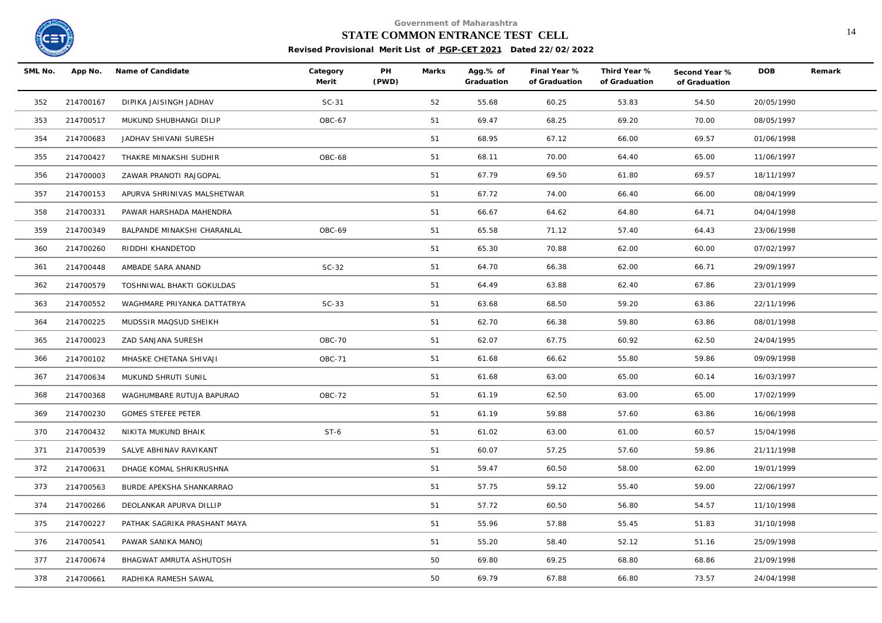Government of Maharashtra

**STATE COMMON ENTRANCE TEST CELL**

**Revised Provisional Merit List of PGP-CET 2021 Dated 22/02/2022**

| SML No. | App No. | Name of Candidate | Category Merit | PH (PWD) | Marks | Agg.% of Graduation | Final Year % of Graduation | Third Year % of Graduation | Second Year % of Graduation | DOB | Remark |
|---|---|---|---|---|---|---|---|---|---|---|---|
| 352 | 214700167 | DIPIKA JAISINGH JADHAV | SC-31 | | 52 | 55.68 | 60.25 | 53.83 | 54.50 | 20/05/1990 | |
| 353 | 214700517 | MUKUND SHUBHANGI DILIP | OBC-67 | | 51 | 69.47 | 68.25 | 69.20 | 70.00 | 08/05/1997 | |
| 354 | 214700683 | JADHAV SHIVANI SURESH | | | 51 | 68.95 | 67.12 | 66.00 | 69.57 | 01/06/1998 | |
| 355 | 214700427 | THAKRE MINAKSHI SUDHIR | OBC-68 | | 51 | 68.11 | 70.00 | 64.40 | 65.00 | 11/06/1997 | |
| 356 | 214700003 | ZAWAR PRANOTI RAJGOPAL | | | 51 | 67.79 | 69.50 | 61.80 | 69.57 | 18/11/1997 | |
| 357 | 214700153 | APURVA SHRINIVAS MALSHETWAR | | | 51 | 67.72 | 74.00 | 66.40 | 66.00 | 08/04/1999 | |
| 358 | 214700331 | PAWAR HARSHADA MAHENDRA | | | 51 | 66.67 | 64.62 | 64.80 | 64.71 | 04/04/1998 | |
| 359 | 214700349 | BALPANDE MINAKSHI CHARANLAL | OBC-69 | | 51 | 65.58 | 71.12 | 57.40 | 64.43 | 23/06/1998 | |
| 360 | 214700260 | RIDDHI KHANDETOD | | | 51 | 65.30 | 70.88 | 62.00 | 60.00 | 07/02/1997 | |
| 361 | 214700448 | AMBADE SARA ANAND | SC-32 | | 51 | 64.70 | 66.38 | 62.00 | 66.71 | 29/09/1997 | |
| 362 | 214700579 | TOSHNIWAL BHAKTI GOKULDAS | | | 51 | 64.49 | 63.88 | 62.40 | 67.86 | 23/01/1999 | |
| 363 | 214700552 | WAGHMARE PRIYANKA DATTATRYA | SC-33 | | 51 | 63.68 | 68.50 | 59.20 | 63.86 | 22/11/1996 | |
| 364 | 214700225 | MUDSSIR MAQSUD SHEIKH | | | 51 | 62.70 | 66.38 | 59.80 | 63.86 | 08/01/1998 | |
| 365 | 214700023 | ZAD SANJANA SURESH | OBC-70 | | 51 | 62.07 | 67.75 | 60.92 | 62.50 | 24/04/1995 | |
| 366 | 214700102 | MHASKE CHETANA SHIVAJI | OBC-71 | | 51 | 61.68 | 66.62 | 55.80 | 59.86 | 09/09/1998 | |
| 367 | 214700634 | MUKUND SHRUTI SUNIL | | | 51 | 61.68 | 63.00 | 65.00 | 60.14 | 16/03/1997 | |
| 368 | 214700368 | WAGHUMBARE RUTUJA BAPURAO | OBC-72 | | 51 | 61.19 | 62.50 | 63.00 | 65.00 | 17/02/1999 | |
| 369 | 214700230 | GOMES STEFEE PETER | | | 51 | 61.19 | 59.88 | 57.60 | 63.86 | 16/06/1998 | |
| 370 | 214700432 | NIKITA MUKUND BHAIK | ST-6 | | 51 | 61.02 | 63.00 | 61.00 | 60.57 | 15/04/1998 | |
| 371 | 214700539 | SALVE ABHINAV RAVIKANT | | | 51 | 60.07 | 57.25 | 57.60 | 59.86 | 21/11/1998 | |
| 372 | 214700631 | DHAGE KOMAL SHRIKRUSHNA | | | 51 | 59.47 | 60.50 | 58.00 | 62.00 | 19/01/1999 | |
| 373 | 214700563 | BURDE APEKSHA SHANKARRAO | | | 51 | 57.75 | 59.12 | 55.40 | 59.00 | 22/06/1997 | |
| 374 | 214700266 | DEOLANKAR APURVA DILLIP | | | 51 | 57.72 | 60.50 | 56.80 | 54.57 | 11/10/1998 | |
| 375 | 214700227 | PATHAK SAGRIKA PRASHANT MAYA | | | 51 | 55.96 | 57.88 | 55.45 | 51.83 | 31/10/1998 | |
| 376 | 214700541 | PAWAR SANIKA MANOJ | | | 51 | 55.20 | 58.40 | 52.12 | 51.16 | 25/09/1998 | |
| 377 | 214700674 | BHAGWAT AMRUTA ASHUTOSH | | | 50 | 69.80 | 69.25 | 68.80 | 68.86 | 21/09/1998 | |
| 378 | 214700661 | RADHIKA RAMESH SAWAL | | | 50 | 69.79 | 67.88 | 66.80 | 73.57 | 24/04/1998 | |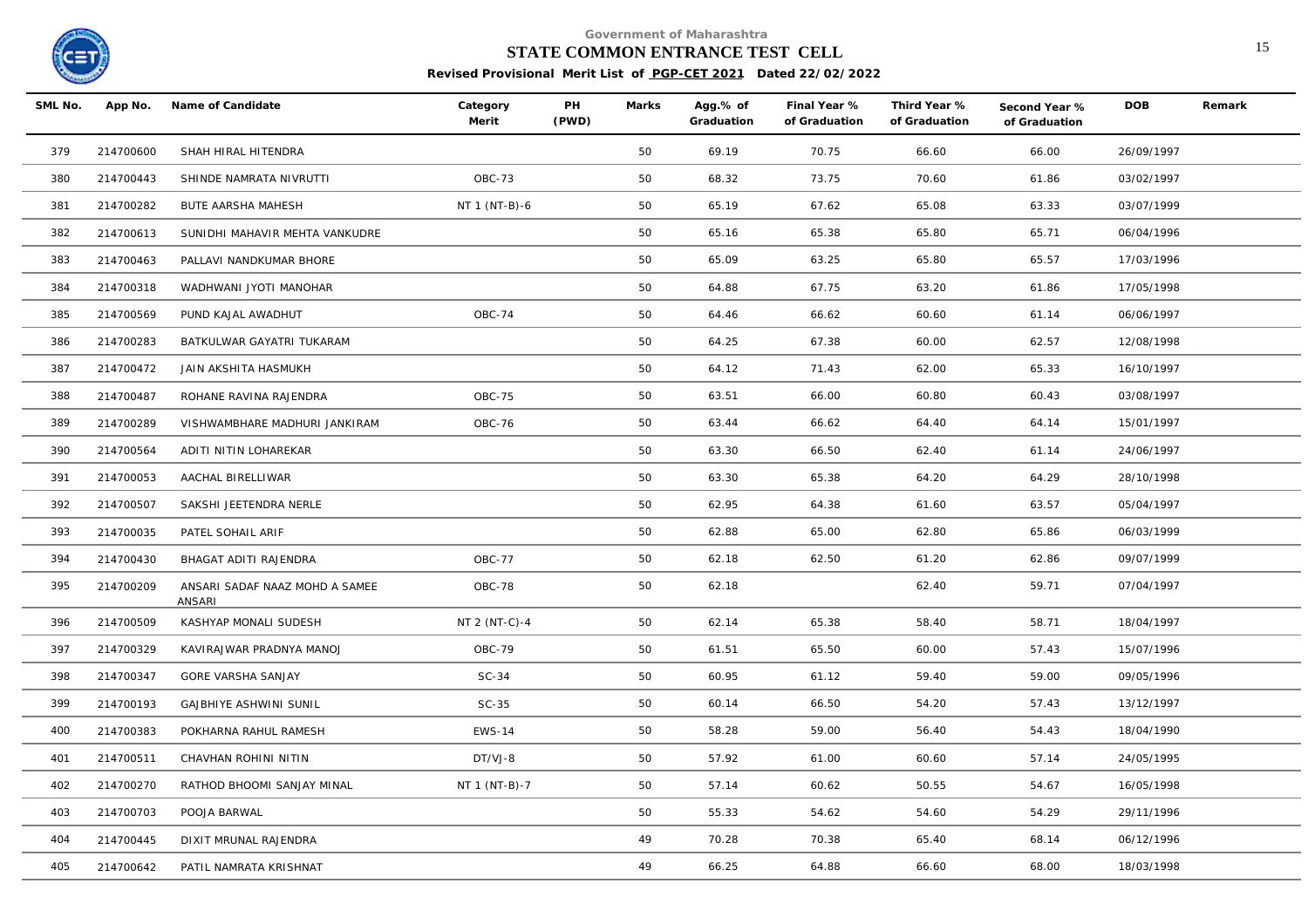Government of Maharashtra

**STATE COMMON ENTRANCE TEST CELL**

**Revised Provisional Merit List of PGP-CET 2021 Dated 22/02/2022**

| SML No. | App No. | Name of Candidate | Category Merit | PH (PWD) | Marks | Agg.% of Graduation | Final Year % of Graduation | Third Year % of Graduation | Second Year % of Graduation | DOB | Remark |
|---|---|---|---|---|---|---|---|---|---|---|---|
| 379 | 214700600 | SHAH HIRAL HITENDRA | | | 50 | 69.19 | 70.75 | 66.60 | 66.00 | 26/09/1997 | |
| 380 | 214700443 | SHINDE NAMRATA NIVRUTTI | OBC-73 | | 50 | 68.32 | 73.75 | 70.60 | 61.86 | 03/02/1997 | |
| 381 | 214700282 | BUTE AARSHA MAHESH | NT 1 (NT-B)-6 | | 50 | 65.19 | 67.62 | 65.08 | 63.33 | 03/07/1999 | |
| 382 | 214700613 | SUNIDHI MAHAVIR MEHTA VANKUDRE | | | 50 | 65.16 | 65.38 | 65.80 | 65.71 | 06/04/1996 | |
| 383 | 214700463 | PALLAVI NANDKUMAR BHORE | | | 50 | 65.09 | 63.25 | 65.80 | 65.57 | 17/03/1996 | |
| 384 | 214700318 | WADHWANI JYOTI MANOHAR | | | 50 | 64.88 | 67.75 | 63.20 | 61.86 | 17/05/1998 | |
| 385 | 214700569 | PUND KAJAL AWADHUT | OBC-74 | | 50 | 64.46 | 66.62 | 60.60 | 61.14 | 06/06/1997 | |
| 386 | 214700283 | BATKULWAR GAYATRI TUKARAM | | | 50 | 64.25 | 67.38 | 60.00 | 62.57 | 12/08/1998 | |
| 387 | 214700472 | JAIN AKSHITA HASMUKH | | | 50 | 64.12 | 71.43 | 62.00 | 65.33 | 16/10/1997 | |
| 388 | 214700487 | ROHANE RAVINA RAJENDRA | OBC-75 | | 50 | 63.51 | 66.00 | 60.80 | 60.43 | 03/08/1997 | |
| 389 | 214700289 | VISHWAMBHARE MADHURI JANKIRAM | OBC-76 | | 50 | 63.44 | 66.62 | 64.40 | 64.14 | 15/01/1997 | |
| 390 | 214700564 | ADITI NITIN LOHAREKAR | | | 50 | 63.30 | 66.50 | 62.40 | 61.14 | 24/06/1997 | |
| 391 | 214700053 | AACHAL BIRELLIWAR | | | 50 | 63.30 | 65.38 | 64.20 | 64.29 | 28/10/1998 | |
| 392 | 214700507 | SAKSHI JEETENDRA NERLE | | | 50 | 62.95 | 64.38 | 61.60 | 63.57 | 05/04/1997 | |
| 393 | 214700035 | PATEL SOHAIL ARIF | | | 50 | 62.88 | 65.00 | 62.80 | 65.86 | 06/03/1999 | |
| 394 | 214700430 | BHAGAT ADITI RAJENDRA | OBC-77 | | 50 | 62.18 | 62.50 | 61.20 | 62.86 | 09/07/1999 | |
| 395 | 214700209 | ANSARI SADAF NAAZ MOHD A SAMEE ANSARI | OBC-78 | | 50 | 62.18 | | 62.40 | 59.71 | 07/04/1997 | |
| 396 | 214700509 | KASHYAP MONALI SUDESH | NT 2 (NT-C)-4 | | 50 | 62.14 | 65.38 | 58.40 | 58.71 | 18/04/1997 | |
| 397 | 214700329 | KAVIRAJWAR PRADNYA MANOJ | OBC-79 | | 50 | 61.51 | 65.50 | 60.00 | 57.43 | 15/07/1996 | |
| 398 | 214700347 | GORE VARSHA SANJAY | SC-34 | | 50 | 60.95 | 61.12 | 59.40 | 59.00 | 09/05/1996 | |
| 399 | 214700193 | GAJBHIYE ASHWINI SUNIL | SC-35 | | 50 | 60.14 | 66.50 | 54.20 | 57.43 | 13/12/1997 | |
| 400 | 214700383 | POKHARNA RAHUL RAMESH | EWS-14 | | 50 | 58.28 | 59.00 | 56.40 | 54.43 | 18/04/1990 | |
| 401 | 214700511 | CHAVHAN ROHINI NITIN | DT/VJ-8 | | 50 | 57.92 | 61.00 | 60.60 | 57.14 | 24/05/1995 | |
| 402 | 214700270 | RATHOD BHOOMI SANJAY MINAL | NT 1 (NT-B)-7 | | 50 | 57.14 | 60.62 | 50.55 | 54.67 | 16/05/1998 | |
| 403 | 214700703 | POOJA BARWAL | | | 50 | 55.33 | 54.62 | 54.60 | 54.29 | 29/11/1996 | |
| 404 | 214700445 | DIXIT MRUNAL RAJENDRA | | | 49 | 70.28 | 70.38 | 65.40 | 68.14 | 06/12/1996 | |
| 405 | 214700642 | PATIL NAMRATA KRISHNAT | | | 49 | 66.25 | 64.88 | 66.60 | 68.00 | 18/03/1998 | |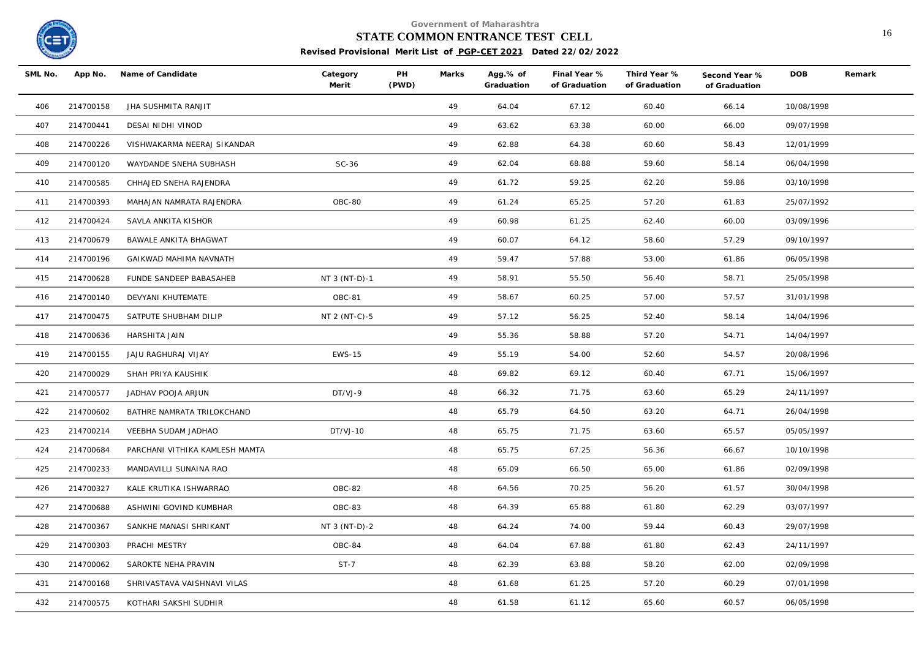Government of Maharashtra

# STATE COMMON ENTRANCE TEST CELL

**Revised Provisional Merit List of PGP-CET 2021 Dated 22/02/2022**

| SML No. | App No. | Name of Candidate | Category Merit | PH (PWD) | Marks | Agg.% of Graduation | Final Year % of Graduation | Third Year % of Graduation | Second Year % of Graduation | DOB | Remark |
|---|---|---|---|---|---|---|---|---|---|---|---|
| 406 | 214700158 | JHA SUSHMITA RANJIT | | | 49 | 64.04 | 67.12 | 60.40 | 66.14 | 10/08/1998 | |
| 407 | 214700441 | DESAI NIDHI VINOD | | | 49 | 63.62 | 63.38 | 60.00 | 66.00 | 09/07/1998 | |
| 408 | 214700226 | VISHWAKARMA NEERAJ SIKANDAR | | | 49 | 62.88 | 64.38 | 60.60 | 58.43 | 12/01/1999 | |
| 409 | 214700120 | WAYDANDE SNEHA SUBHASH | SC-36 | | 49 | 62.04 | 68.88 | 59.60 | 58.14 | 06/04/1998 | |
| 410 | 214700585 | CHHAJED SNEHA RAJENDRA | | | 49 | 61.72 | 59.25 | 62.20 | 59.86 | 03/10/1998 | |
| 411 | 214700393 | MAHAJAN NAMRATA RAJENDRA | OBC-80 | | 49 | 61.24 | 65.25 | 57.20 | 61.83 | 25/07/1992 | |
| 412 | 214700424 | SAVLA ANKITA KISHOR | | | 49 | 60.98 | 61.25 | 62.40 | 60.00 | 03/09/1996 | |
| 413 | 214700679 | BAWALE ANKITA BHAGWAT | | | 49 | 60.07 | 64.12 | 58.60 | 57.29 | 09/10/1997 | |
| 414 | 214700196 | GAIKWAD MAHIMA NAVNATH | | | 49 | 59.47 | 57.88 | 53.00 | 61.86 | 06/05/1998 | |
| 415 | 214700628 | FUNDE SANDEEP BABASAHEB | NT 3 (NT-D)-1 | | 49 | 58.91 | 55.50 | 56.40 | 58.71 | 25/05/1998 | |
| 416 | 214700140 | DEVYANI KHUTEMATE | OBC-81 | | 49 | 58.67 | 60.25 | 57.00 | 57.57 | 31/01/1998 | |
| 417 | 214700475 | SATPUTE SHUBHAM DILIP | NT 2 (NT-C)-5 | | 49 | 57.12 | 56.25 | 52.40 | 58.14 | 14/04/1996 | |
| 418 | 214700636 | HARSHITA JAIN | | | 49 | 55.36 | 58.88 | 57.20 | 54.71 | 14/04/1997 | |
| 419 | 214700155 | JAJU RAGHURAJ VIJAY | EWS-15 | | 49 | 55.19 | 54.00 | 52.60 | 54.57 | 20/08/1996 | |
| 420 | 214700029 | SHAH PRIYA KAUSHIK | | | 48 | 69.82 | 69.12 | 60.40 | 67.71 | 15/06/1997 | |
| 421 | 214700577 | JADHAV POOJA ARJUN | DT/VJ-9 | | 48 | 66.32 | 71.75 | 63.60 | 65.29 | 24/11/1997 | |
| 422 | 214700602 | BATHRE NAMRATA TRILOKCHAND | | | 48 | 65.79 | 64.50 | 63.20 | 64.71 | 26/04/1998 | |
| 423 | 214700214 | VEEBHA SUDAM JADHAO | DT/VJ-10 | | 48 | 65.75 | 71.75 | 63.60 | 65.57 | 05/05/1997 | |
| 424 | 214700684 | PARCHANI VITHIKA KAMLESH MAMTA | | | 48 | 65.75 | 67.25 | 56.36 | 66.67 | 10/10/1998 | |
| 425 | 214700233 | MANDAVILLI SUNAINA RAO | | | 48 | 65.09 | 66.50 | 65.00 | 61.86 | 02/09/1998 | |
| 426 | 214700327 | KALE KRUTIKA ISHWARRAO | OBC-82 | | 48 | 64.56 | 70.25 | 56.20 | 61.57 | 30/04/1998 | |
| 427 | 214700688 | ASHWINI GOVIND KUMBHAR | OBC-83 | | 48 | 64.39 | 65.88 | 61.80 | 62.29 | 03/07/1997 | |
| 428 | 214700367 | SANKHE MANASI SHRIKANT | NT 3 (NT-D)-2 | | 48 | 64.24 | 74.00 | 59.44 | 60.43 | 29/07/1998 | |
| 429 | 214700303 | PRACHI MESTRY | OBC-84 | | 48 | 64.04 | 67.88 | 61.80 | 62.43 | 24/11/1997 | |
| 430 | 214700062 | SAROKTE NEHA PRAVIN | ST-7 | | 48 | 62.39 | 63.88 | 58.20 | 62.00 | 02/09/1998 | |
| 431 | 214700168 | SHRIVASTAVA VAISHNAVI VILAS | | | 48 | 61.68 | 61.25 | 57.20 | 60.29 | 07/01/1998 | |
| 432 | 214700575 | KOTHARI SAKSHI SUDHIR | | | 48 | 61.58 | 61.12 | 65.60 | 60.57 | 06/05/1998 | |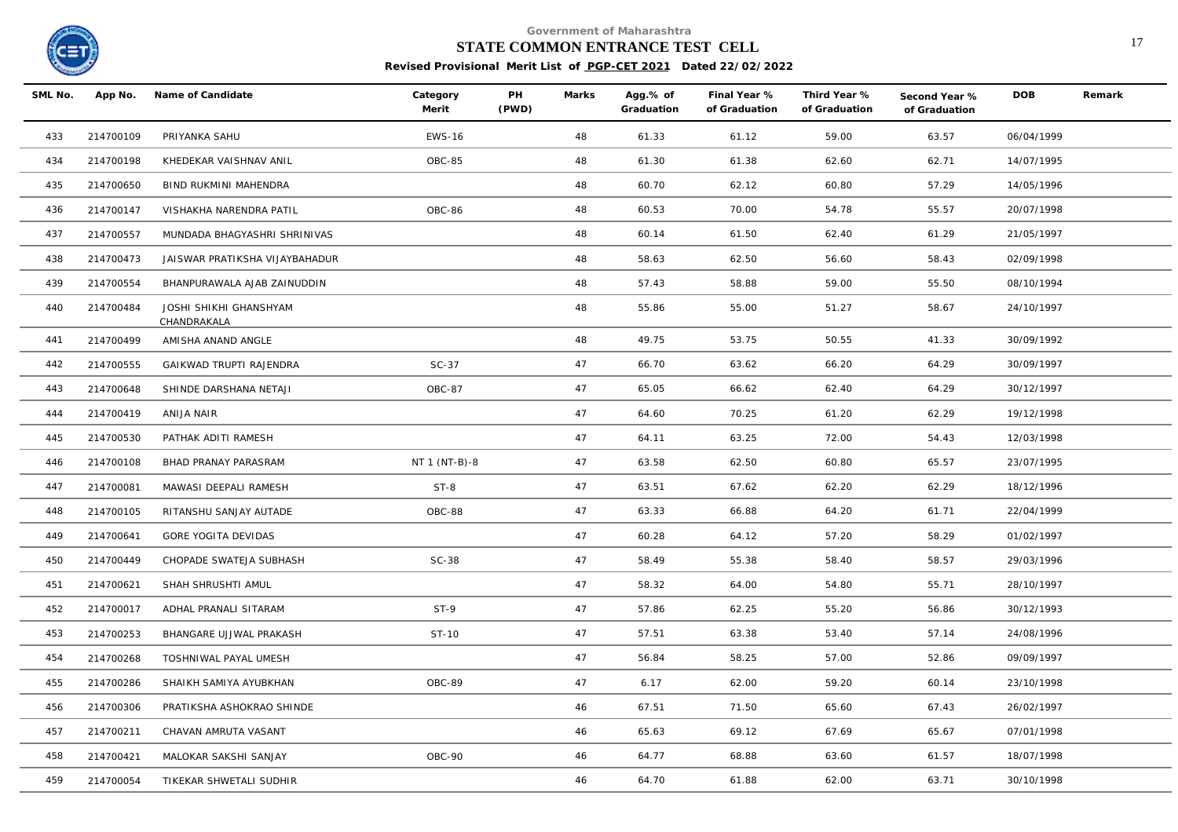Government of Maharashtra

**STATE COMMON ENTRANCE TEST CELL**

**Revised Provisional Merit List of PGP-CET 2021 Dated 22/02/2022**

| SML No. | App No. | Name of Candidate | Category Merit | PH (PWD) | Marks | Agg.% of Graduation | Final Year % of Graduation | Third Year % of Graduation | Second Year % of Graduation | DOB | Remark |
|---|---|---|---|---|---|---|---|---|---|---|---|
| 433 | 214700109 | PRIYANKA SAHU | EWS-16 | | 48 | 61.33 | 61.12 | 59.00 | 63.57 | 06/04/1999 | |
| 434 | 214700198 | KHEDEKAR VAISHNAV ANIL | OBC-85 | | 48 | 61.30 | 61.38 | 62.60 | 62.71 | 14/07/1995 | |
| 435 | 214700650 | BIND RUKMINI MAHENDRA | | | 48 | 60.70 | 62.12 | 60.80 | 57.29 | 14/05/1996 | |
| 436 | 214700147 | VISHAKHA NARENDRA PATIL | OBC-86 | | 48 | 60.53 | 70.00 | 54.78 | 55.57 | 20/07/1998 | |
| 437 | 214700557 | MUNDADA BHAGYASHRI SHRINIVAS | | | 48 | 60.14 | 61.50 | 62.40 | 61.29 | 21/05/1997 | |
| 438 | 214700473 | JAISWAR PRATIKSHA VIJAYBAHADUR | | | 48 | 58.63 | 62.50 | 56.60 | 58.43 | 02/09/1998 | |
| 439 | 214700554 | BHANPURAWALA AJAB ZAINUDDIN | | | 48 | 57.43 | 58.88 | 59.00 | 55.50 | 08/10/1994 | |
| 440 | 214700484 | JOSHI SHIKHI GHANSHYAM CHANDRAKALA | | | 48 | 55.86 | 55.00 | 51.27 | 58.67 | 24/10/1997 | |
| 441 | 214700499 | AMISHA ANAND ANGLE | | | 48 | 49.75 | 53.75 | 50.55 | 41.33 | 30/09/1992 | |
| 442 | 214700555 | GAIKWAD TRUPTI RAJENDRA | SC-37 | | 47 | 66.70 | 63.62 | 66.20 | 64.29 | 30/09/1997 | |
| 443 | 214700648 | SHINDE DARSHANA NETAJI | OBC-87 | | 47 | 65.05 | 66.62 | 62.40 | 64.29 | 30/12/1997 | |
| 444 | 214700419 | ANIJA NAIR | | | 47 | 64.60 | 70.25 | 61.20 | 62.29 | 19/12/1998 | |
| 445 | 214700530 | PATHAK ADITI RAMESH | | | 47 | 64.11 | 63.25 | 72.00 | 54.43 | 12/03/1998 | |
| 446 | 214700108 | BHAD PRANAY PARASRAM | NT 1 (NT-B)-8 | | 47 | 63.58 | 62.50 | 60.80 | 65.57 | 23/07/1995 | |
| 447 | 214700081 | MAWASI DEEPALI RAMESH | ST-8 | | 47 | 63.51 | 67.62 | 62.20 | 62.29 | 18/12/1996 | |
| 448 | 214700105 | RITANSHU SANJAY AUTADE | OBC-88 | | 47 | 63.33 | 66.88 | 64.20 | 61.71 | 22/04/1999 | |
| 449 | 214700641 | GORE YOGITA DEVIDAS | | | 47 | 60.28 | 64.12 | 57.20 | 58.29 | 01/02/1997 | |
| 450 | 214700449 | CHOPADE SWATEJA SUBHASH | SC-38 | | 47 | 58.49 | 55.38 | 58.40 | 58.57 | 29/03/1996 | |
| 451 | 214700621 | SHAH SHRUSHTI AMUL | | | 47 | 58.32 | 64.00 | 54.80 | 55.71 | 28/10/1997 | |
| 452 | 214700017 | ADHAL PRANALI SITARAM | ST-9 | | 47 | 57.86 | 62.25 | 55.20 | 56.86 | 30/12/1993 | |
| 453 | 214700253 | BHANGARE UJJWAL PRAKASH | ST-10 | | 47 | 57.51 | 63.38 | 53.40 | 57.14 | 24/08/1996 | |
| 454 | 214700268 | TOSHNIWAL PAYAL UMESH | | | 47 | 56.84 | 58.25 | 57.00 | 52.86 | 09/09/1997 | |
| 455 | 214700286 | SHAIKH SAMIYA AYUBKHAN | OBC-89 | | 47 | 6.17 | 62.00 | 59.20 | 60.14 | 23/10/1998 | |
| 456 | 214700306 | PRATIKSHA ASHOKRAO SHINDE | | | 46 | 67.51 | 71.50 | 65.60 | 67.43 | 26/02/1997 | |
| 457 | 214700211 | CHAVAN AMRUTA VASANT | | | 46 | 65.63 | 69.12 | 67.69 | 65.67 | 07/01/1998 | |
| 458 | 214700421 | MALOKAR SAKSHI SANJAY | OBC-90 | | 46 | 64.77 | 68.88 | 63.60 | 61.57 | 18/07/1998 | |
| 459 | 214700054 | TIKEKAR SHWETALI SUDHIR | | | 46 | 64.70 | 61.88 | 62.00 | 63.71 | 30/10/1998 | |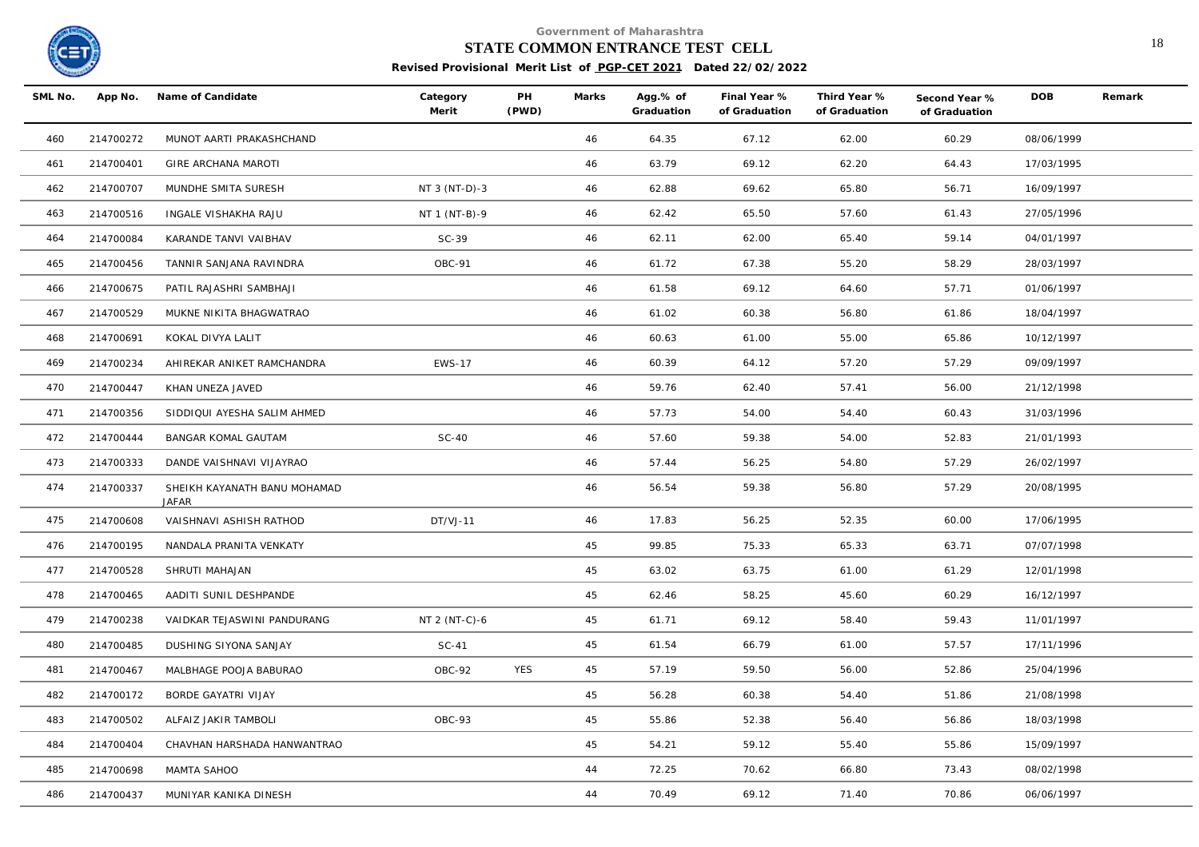Government of Maharashtra

**STATE COMMON ENTRANCE TEST CELL**

**Revised Provisional Merit List of PGP-CET 2021 Dated 22/02/2022**

| SML No. | App No. | Name of Candidate | Category Merit | PH (PWD) | Marks | Agg.% of Graduation | Final Year % of Graduation | Third Year % of Graduation | Second Year % of Graduation | DOB | Remark |
|---|---|---|---|---|---|---|---|---|---|---|---|
| 460 | 214700272 | MUNOT AARTI PRAKASHCHAND | | | 46 | 64.35 | 67.12 | 62.00 | 60.29 | 08/06/1999 | |
| 461 | 214700401 | GIRE ARCHANA MAROTI | | | 46 | 63.79 | 69.12 | 62.20 | 64.43 | 17/03/1995 | |
| 462 | 214700707 | MUNDHE SMITA SURESH | NT 3 (NT-D)-3 | | 46 | 62.88 | 69.62 | 65.80 | 56.71 | 16/09/1997 | |
| 463 | 214700516 | INGALE VISHAKHA RAJU | NT 1 (NT-B)-9 | | 46 | 62.42 | 65.50 | 57.60 | 61.43 | 27/05/1996 | |
| 464 | 214700084 | KARANDE TANVI VAIBHAV | SC-39 | | 46 | 62.11 | 62.00 | 65.40 | 59.14 | 04/01/1997 | |
| 465 | 214700456 | TANNIR SANJANA RAVINDRA | OBC-91 | | 46 | 61.72 | 67.38 | 55.20 | 58.29 | 28/03/1997 | |
| 466 | 214700675 | PATIL RAJASHRI SAMBHAJI | | | 46 | 61.58 | 69.12 | 64.60 | 57.71 | 01/06/1997 | |
| 467 | 214700529 | MUKNE NIKITA BHAGWATRAO | | | 46 | 61.02 | 60.38 | 56.80 | 61.86 | 18/04/1997 | |
| 468 | 214700691 | KOKAL DIVYA LALIT | | | 46 | 60.63 | 61.00 | 55.00 | 65.86 | 10/12/1997 | |
| 469 | 214700234 | AHIREKAR ANIKET RAMCHANDRA | EWS-17 | | 46 | 60.39 | 64.12 | 57.20 | 57.29 | 09/09/1997 | |
| 470 | 214700447 | KHAN UNEZA JAVED | | | 46 | 59.76 | 62.40 | 57.41 | 56.00 | 21/12/1998 | |
| 471 | 214700356 | SIDDIQUI AYESHA SALIM AHMED | | | 46 | 57.73 | 54.00 | 54.40 | 60.43 | 31/03/1996 | |
| 472 | 214700444 | BANGAR KOMAL GAUTAM | SC-40 | | 46 | 57.60 | 59.38 | 54.00 | 52.83 | 21/01/1993 | |
| 473 | 214700333 | DANDE VAISHNAVI VIJAYRAO | | | 46 | 57.44 | 56.25 | 54.80 | 57.29 | 26/02/1997 | |
| 474 | 214700337 | SHEIKH KAYANATH BANU MOHAMAD JAFAR | | | 46 | 56.54 | 59.38 | 56.80 | 57.29 | 20/08/1995 | |
| 475 | 214700608 | VAISHNAVI ASHISH RATHOD | DT/VJ-11 | | 46 | 17.83 | 56.25 | 52.35 | 60.00 | 17/06/1995 | |
| 476 | 214700195 | NANDALA PRANITA VENKATY | | | 45 | 99.85 | 75.33 | 65.33 | 63.71 | 07/07/1998 | |
| 477 | 214700528 | SHRUTI MAHAJAN | | | 45 | 63.02 | 63.75 | 61.00 | 61.29 | 12/01/1998 | |
| 478 | 214700465 | AADITI SUNIL DESHPANDE | | | 45 | 62.46 | 58.25 | 45.60 | 60.29 | 16/12/1997 | |
| 479 | 214700238 | VAIDKAR TEJASWINI PANDURANG | NT 2 (NT-C)-6 | | 45 | 61.71 | 69.12 | 58.40 | 59.43 | 11/01/1997 | |
| 480 | 214700485 | DUSHING SIYONA SANJAY | SC-41 | | 45 | 61.54 | 66.79 | 61.00 | 57.57 | 17/11/1996 | |
| 481 | 214700467 | MALBHAGE POOJA BABURAO | OBC-92 | YES | 45 | 57.19 | 59.50 | 56.00 | 52.86 | 25/04/1996 | |
| 482 | 214700172 | BORDE GAYATRI VIJAY | | | 45 | 56.28 | 60.38 | 54.40 | 51.86 | 21/08/1998 | |
| 483 | 214700502 | ALFAIZ JAKIR TAMBOLI | OBC-93 | | 45 | 55.86 | 52.38 | 56.40 | 56.86 | 18/03/1998 | |
| 484 | 214700404 | CHAVHAN HARSHADA HANWANTRAO | | | 45 | 54.21 | 59.12 | 55.40 | 55.86 | 15/09/1997 | |
| 485 | 214700698 | MAMTA SAHOO | | | 44 | 72.25 | 70.62 | 66.80 | 73.43 | 08/02/1998 | |
| 486 | 214700437 | MUNIYAR KANIKA DINESH | | | 44 | 70.49 | 69.12 | 71.40 | 70.86 | 06/06/1997 | |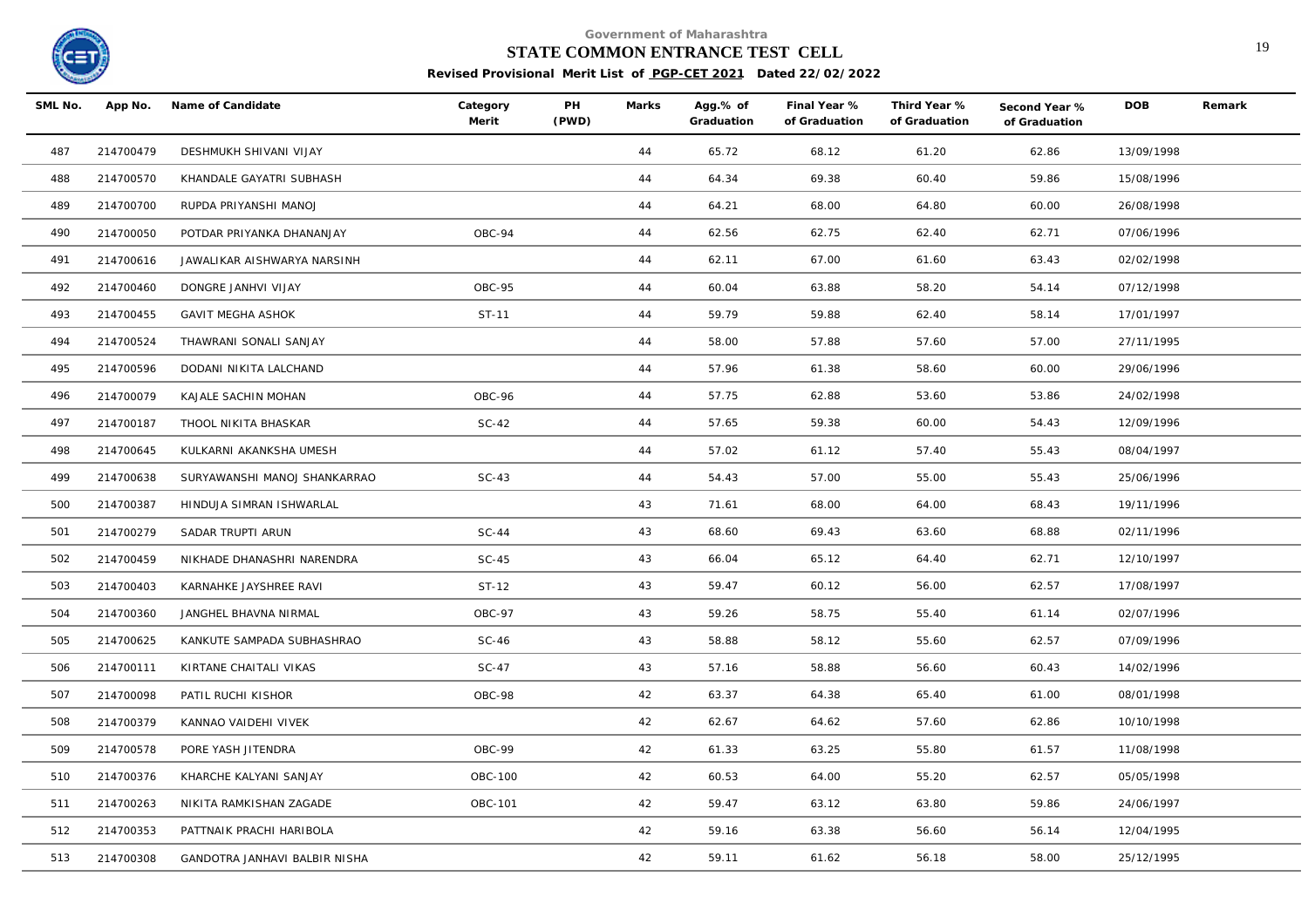Government of Maharashtra

**STATE COMMON ENTRANCE TEST CELL**

**Revised Provisional Merit List of PGP-CET 2021 Dated 22/02/2022**

| SML No. | App No. | Name of Candidate | Category Merit | PH (PWD) | Marks | Agg.% of Graduation | Final Year % of Graduation | Third Year % of Graduation | Second Year % of Graduation | DOB | Remark |
|---|---|---|---|---|---|---|---|---|---|---|---|
| 487 | 214700479 | DESHMUKH SHIVANI VIJAY | | | 44 | 65.72 | 68.12 | 61.20 | 62.86 | 13/09/1998 | |
| 488 | 214700570 | KHANDALE GAYATRI SUBHASH | | | 44 | 64.34 | 69.38 | 60.40 | 59.86 | 15/08/1996 | |
| 489 | 214700700 | RUPDA PRIYANSHI MANOJ | | | 44 | 64.21 | 68.00 | 64.80 | 60.00 | 26/08/1998 | |
| 490 | 214700050 | POTDAR PRIYANKA DHANANJAY | OBC-94 | | 44 | 62.56 | 62.75 | 62.40 | 62.71 | 07/06/1996 | |
| 491 | 214700616 | JAWALIKAR AISHWARYA NARSINH | | | 44 | 62.11 | 67.00 | 61.60 | 63.43 | 02/02/1998 | |
| 492 | 214700460 | DONGRE JANHVI VIJAY | OBC-95 | | 44 | 60.04 | 63.88 | 58.20 | 54.14 | 07/12/1998 | |
| 493 | 214700455 | GAVIT MEGHA ASHOK | ST-11 | | 44 | 59.79 | 59.88 | 62.40 | 58.14 | 17/01/1997 | |
| 494 | 214700524 | THAWRANI SONALI SANJAY | | | 44 | 58.00 | 57.88 | 57.60 | 57.00 | 27/11/1995 | |
| 495 | 214700596 | DODANI NIKITA LALCHAND | | | 44 | 57.96 | 61.38 | 58.60 | 60.00 | 29/06/1996 | |
| 496 | 214700079 | KAJALE SACHIN MOHAN | OBC-96 | | 44 | 57.75 | 62.88 | 53.60 | 53.86 | 24/02/1998 | |
| 497 | 214700187 | THOOL NIKITA BHASKAR | SC-42 | | 44 | 57.65 | 59.38 | 60.00 | 54.43 | 12/09/1996 | |
| 498 | 214700645 | KULKARNI AKANKSHA UMESH | | | 44 | 57.02 | 61.12 | 57.40 | 55.43 | 08/04/1997 | |
| 499 | 214700638 | SURYAWANSHI MANOJ SHANKARRAO | SC-43 | | 44 | 54.43 | 57.00 | 55.00 | 55.43 | 25/06/1996 | |
| 500 | 214700387 | HINDUJA SIMRAN ISHWARLAL | | | 43 | 71.61 | 68.00 | 64.00 | 68.43 | 19/11/1996 | |
| 501 | 214700279 | SADAR TRUPTI ARUN | SC-44 | | 43 | 68.60 | 69.43 | 63.60 | 68.88 | 02/11/1996 | |
| 502 | 214700459 | NIKHADE DHANASHRI NARENDRA | SC-45 | | 43 | 66.04 | 65.12 | 64.40 | 62.71 | 12/10/1997 | |
| 503 | 214700403 | KARNAHKE JAYSHREE RAVI | ST-12 | | 43 | 59.47 | 60.12 | 56.00 | 62.57 | 17/08/1997 | |
| 504 | 214700360 | JANGHEL BHAVNA NIRMAL | OBC-97 | | 43 | 59.26 | 58.75 | 55.40 | 61.14 | 02/07/1996 | |
| 505 | 214700625 | KANKUTE SAMPADA SUBHASHRAO | SC-46 | | 43 | 58.88 | 58.12 | 55.60 | 62.57 | 07/09/1996 | |
| 506 | 214700111 | KIRTANE CHAITALI VIKAS | SC-47 | | 43 | 57.16 | 58.88 | 56.60 | 60.43 | 14/02/1996 | |
| 507 | 214700098 | PATIL RUCHI KISHOR | OBC-98 | | 42 | 63.37 | 64.38 | 65.40 | 61.00 | 08/01/1998 | |
| 508 | 214700379 | KANNAO VAIDEHI VIVEK | | | 42 | 62.67 | 64.62 | 57.60 | 62.86 | 10/10/1998 | |
| 509 | 214700578 | PORE YASH JITENDRA | OBC-99 | | 42 | 61.33 | 63.25 | 55.80 | 61.57 | 11/08/1998 | |
| 510 | 214700376 | KHARCHE KALYANI SANJAY | OBC-100 | | 42 | 60.53 | 64.00 | 55.20 | 62.57 | 05/05/1998 | |
| 511 | 214700263 | NIKITA RAMKISHAN ZAGADE | OBC-101 | | 42 | 59.47 | 63.12 | 63.80 | 59.86 | 24/06/1997 | |
| 512 | 214700353 | PATTNAIK PRACHI HARIBOLA | | | 42 | 59.16 | 63.38 | 56.60 | 56.14 | 12/04/1995 | |
| 513 | 214700308 | GANDOTRA JANHAVI BALBIR NISHA | | | 42 | 59.11 | 61.62 | 56.18 | 58.00 | 25/12/1995 | |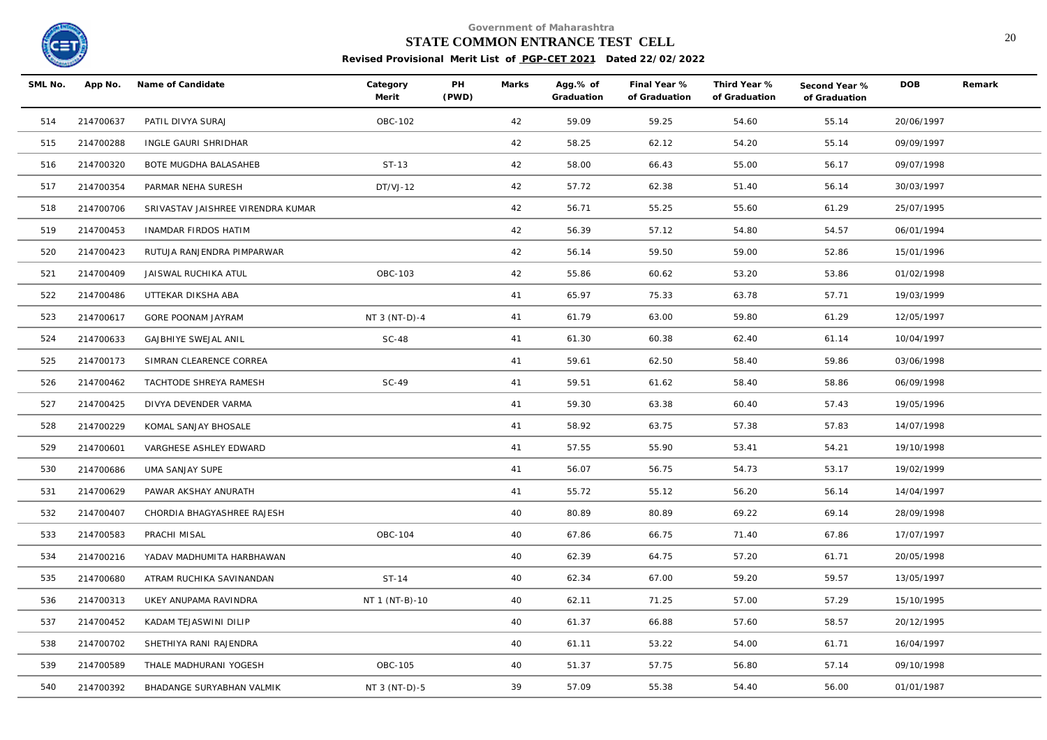Government of Maharashtra

**STATE COMMON ENTRANCE TEST CELL**

**Revised Provisional Merit List of PGP-CET 2021 Dated 22/02/2022**

| SML No. | App No. | Name of Candidate | Category Merit | PH (PWD) | Marks | Agg.% of Graduation | Final Year % of Graduation | Third Year % of Graduation | Second Year % of Graduation | DOB | Remark |
|---|---|---|---|---|---|---|---|---|---|---|---|
| 514 | 214700637 | PATIL DIVYA SURAJ | OBC-102 | | 42 | 59.09 | 59.25 | 54.60 | 55.14 | 20/06/1997 | |
| 515 | 214700288 | INGLE GAURI SHRIDHAR | | | 42 | 58.25 | 62.12 | 54.20 | 55.14 | 09/09/1997 | |
| 516 | 214700320 | BOTE MUGDHA BALASAHEB | ST-13 | | 42 | 58.00 | 66.43 | 55.00 | 56.17 | 09/07/1998 | |
| 517 | 214700354 | PARMAR NEHA SURESH | DT/VJ-12 | | 42 | 57.72 | 62.38 | 51.40 | 56.14 | 30/03/1997 | |
| 518 | 214700706 | SRIVASTAV JAISHREE VIRENDRA KUMAR | | | 42 | 56.71 | 55.25 | 55.60 | 61.29 | 25/07/1995 | |
| 519 | 214700453 | INAMDAR FIRDOS HATIM | | | 42 | 56.39 | 57.12 | 54.80 | 54.57 | 06/01/1994 | |
| 520 | 214700423 | RUTUJA RANJENDRA PIMPARWAR | | | 42 | 56.14 | 59.50 | 59.00 | 52.86 | 15/01/1996 | |
| 521 | 214700409 | JAISWAL RUCHIKA ATUL | OBC-103 | | 42 | 55.86 | 60.62 | 53.20 | 53.86 | 01/02/1998 | |
| 522 | 214700486 | UTTEKAR DIKSHA ABA | | | 41 | 65.97 | 75.33 | 63.78 | 57.71 | 19/03/1999 | |
| 523 | 214700617 | GORE POONAM JAYRAM | NT 3 (NT-D)-4 | | 41 | 61.79 | 63.00 | 59.80 | 61.29 | 12/05/1997 | |
| 524 | 214700633 | GAJBHIYE SWEJAL ANIL | SC-48 | | 41 | 61.30 | 60.38 | 62.40 | 61.14 | 10/04/1997 | |
| 525 | 214700173 | SIMRAN CLEARENCE CORREA | | | 41 | 59.61 | 62.50 | 58.40 | 59.86 | 03/06/1998 | |
| 526 | 214700462 | TACHTODE SHREYA RAMESH | SC-49 | | 41 | 59.51 | 61.62 | 58.40 | 58.86 | 06/09/1998 | |
| 527 | 214700425 | DIVYA DEVENDER VARMA | | | 41 | 59.30 | 63.38 | 60.40 | 57.43 | 19/05/1996 | |
| 528 | 214700229 | KOMAL SANJAY BHOSALE | | | 41 | 58.92 | 63.75 | 57.38 | 57.83 | 14/07/1998 | |
| 529 | 214700601 | VARGHESE ASHLEY EDWARD | | | 41 | 57.55 | 55.90 | 53.41 | 54.21 | 19/10/1998 | |
| 530 | 214700686 | UMA SANJAY SUPE | | | 41 | 56.07 | 56.75 | 54.73 | 53.17 | 19/02/1999 | |
| 531 | 214700629 | PAWAR AKSHAY ANURATH | | | 41 | 55.72 | 55.12 | 56.20 | 56.14 | 14/04/1997 | |
| 532 | 214700407 | CHORDIA BHAGYASHREE RAJESH | | | 40 | 80.89 | 80.89 | 69.22 | 69.14 | 28/09/1998 | |
| 533 | 214700583 | PRACHI MISAL | OBC-104 | | 40 | 67.86 | 66.75 | 71.40 | 67.86 | 17/07/1997 | |
| 534 | 214700216 | YADAV MADHUMITA HARBHAWAN | | | 40 | 62.39 | 64.75 | 57.20 | 61.71 | 20/05/1998 | |
| 535 | 214700680 | ATRAM RUCHIKA SAVINANDAN | ST-14 | | 40 | 62.34 | 67.00 | 59.20 | 59.57 | 13/05/1997 | |
| 536 | 214700313 | UKEY ANUPAMA RAVINDRA | NT 1 (NT-B)-10 | | 40 | 62.11 | 71.25 | 57.00 | 57.29 | 15/10/1995 | |
| 537 | 214700452 | KADAM TEJASWINI DILIP | | | 40 | 61.37 | 66.88 | 57.60 | 58.57 | 20/12/1995 | |
| 538 | 214700702 | SHETHIYA RANI RAJENDRA | | | 40 | 61.11 | 53.22 | 54.00 | 61.71 | 16/04/1997 | |
| 539 | 214700589 | THALE MADHURANI YOGESH | OBC-105 | | 40 | 51.37 | 57.75 | 56.80 | 57.14 | 09/10/1998 | |
| 540 | 214700392 | BHADANGE SURYABHAN VALMIK | NT 3 (NT-D)-5 | | 39 | 57.09 | 55.38 | 54.40 | 56.00 | 01/01/1987 | |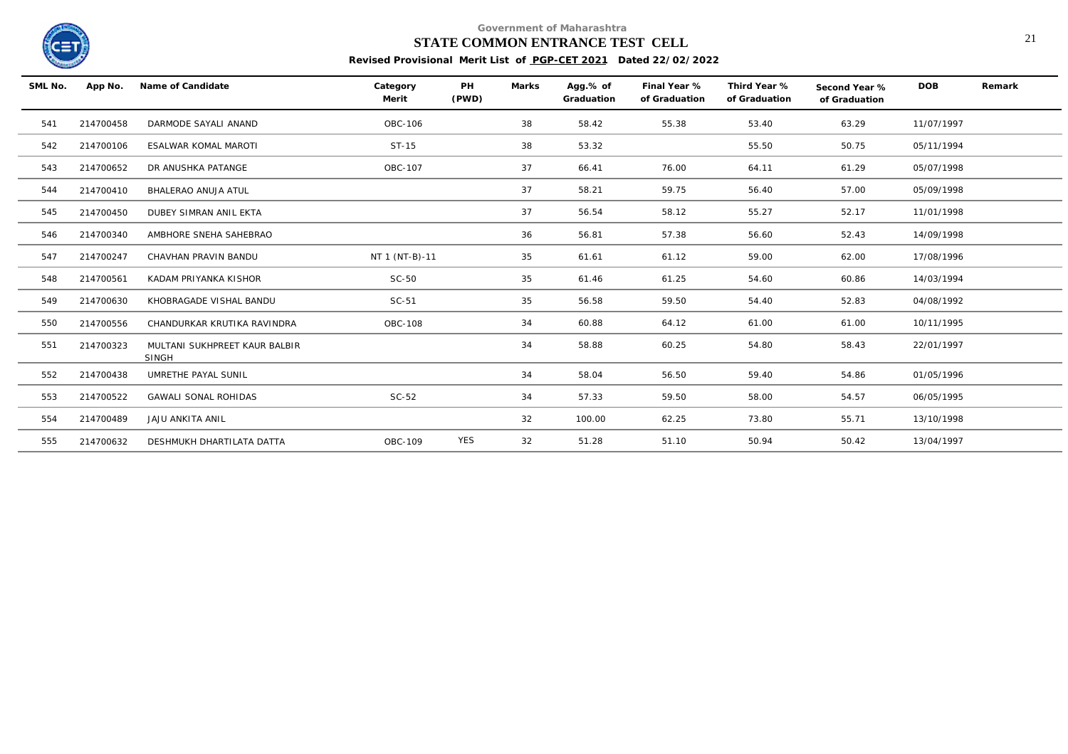Government of Maharashtra

**STATE COMMON ENTRANCE TEST CELL**

**Revised Provisional Merit List of PGP-CET 2021 Dated 22/02/2022**

| SML No. | App No. | Name of Candidate | Category Merit | PH (PWD) | Marks | Agg.% of Graduation | Final Year % of Graduation | Third Year % of Graduation | Second Year % of Graduation | DOB | Remark |
|---|---|---|---|---|---|---|---|---|---|---|---|
| 541 | 214700458 | DARMODE SAYALI ANAND | OBC-106 | | 38 | 58.42 | 55.38 | 53.40 | 63.29 | 11/07/1997 | |
| 542 | 214700106 | ESALWAR KOMAL MAROTI | ST-15 | | 38 | 53.32 | | 55.50 | 50.75 | 05/11/1994 | |
| 543 | 214700652 | DR ANUSHKA PATANGE | OBC-107 | | 37 | 66.41 | 76.00 | 64.11 | 61.29 | 05/07/1998 | |
| 544 | 214700410 | BHALERAO ANUJA ATUL | | | 37 | 58.21 | 59.75 | 56.40 | 57.00 | 05/09/1998 | |
| 545 | 214700450 | DUBEY SIMRAN ANIL EKTA | | | 37 | 56.54 | 58.12 | 55.27 | 52.17 | 11/01/1998 | |
| 546 | 214700340 | AMBHORE SNEHA SAHEBRAO | | | 36 | 56.81 | 57.38 | 56.60 | 52.43 | 14/09/1998 | |
| 547 | 214700247 | CHAVHAN PRAVIN BANDU | NT 1 (NT-B)-11 | | 35 | 61.61 | 61.12 | 59.00 | 62.00 | 17/08/1996 | |
| 548 | 214700561 | KADAM PRIYANKA KISHOR | SC-50 | | 35 | 61.46 | 61.25 | 54.60 | 60.86 | 14/03/1994 | |
| 549 | 214700630 | KHOBRAGADE VISHAL BANDU | SC-51 | | 35 | 56.58 | 59.50 | 54.40 | 52.83 | 04/08/1992 | |
| 550 | 214700556 | CHANDURKAR KRUTIKA RAVINDRA | OBC-108 | | 34 | 60.88 | 64.12 | 61.00 | 61.00 | 10/11/1995 | |
| 551 | 214700323 | MULTANI SUKHPREET KAUR BALBIR SINGH | | | 34 | 58.88 | 60.25 | 54.80 | 58.43 | 22/01/1997 | |
| 552 | 214700438 | UMRETHE PAYAL SUNIL | | | 34 | 58.04 | 56.50 | 59.40 | 54.86 | 01/05/1996 | |
| 553 | 214700522 | GAWALI SONAL ROHIDAS | SC-52 | | 34 | 57.33 | 59.50 | 58.00 | 54.57 | 06/05/1995 | |
| 554 | 214700489 | JAJU ANKITA ANIL | | | 32 | 100.00 | 62.25 | 73.80 | 55.71 | 13/10/1998 | |
| 555 | 214700632 | DESHMUKH DHARTILATA DATTA | OBC-109 | YES | 32 | 51.28 | 51.10 | 50.94 | 50.42 | 13/04/1997 | |